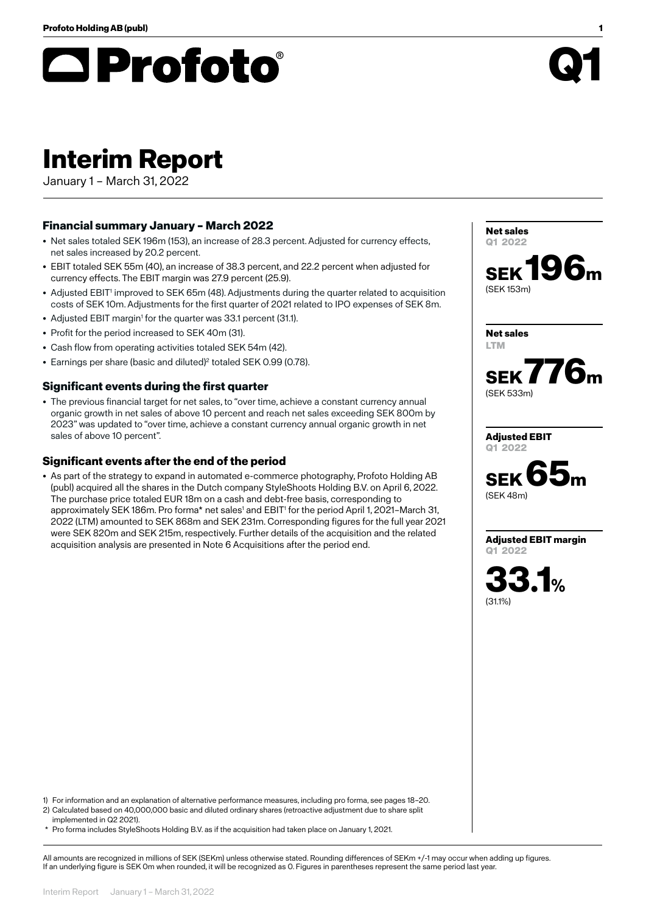# Profoto® Q1

# Interim Report

January 1 – March 31, 2022

## Financial summary January – March 2022

- Net sales totaled SEK 196m (153), an increase of 28.3 percent. Adjusted for currency effects, net sales increased by 20.2 percent.
- EBIT totaled SEK 55m (40), an increase of 38.3 percent, and 22.2 percent when adjusted for currency effects. The EBIT margin was 27.9 percent (25.9).
- Adjusted EBIT[1] improved to SEK 65m (48). Adjustments during the quarter related to acquisition costs of SEK 10m. Adjustments for the first quarter of 2021 related to IPO expenses of SEK 8m.
- Adjusted EBIT margin[1] for the quarter was 33.1 percent (31.1).
- Profit for the period increased to SEK 40m (31).
- Cash flow from operating activities totaled SEK 54m (42).
- Earnings per share (basic and diluted)[2] totaled SEK 0.99 (0.78).

## Significant events during the first quarter

- The previous financial target for net sales, to "over time, achieve a constant currency annual organic growth in net sales of above 10 percent and reach net sales exceeding SEK 800m by 2023" was updated to "over time, achieve a constant currency annual organic growth in net sales of above 10 percent".

## Significant events after the end of the period

- As part of the strategy to expand in automated e-commerce photography, Profoto Holding AB (publ) acquired all the shares in the Dutch company StyleShoots Holding B.V. on April 6, 2022. The purchase price totaled EUR 18m on a cash and debt-free basis, corresponding to approximately SEK 186m. Pro forma* net sales[1] and EBIT[1] for the period April 1, 2021–March 31, 2022 (LTM) amounted to SEK 868m and SEK 231m. Corresponding figures for the full year 2021 were SEK 820m and SEK 215m, respectively. Further details of the acquisition and the related acquisition analysis are presented in Note 6 Acquisitions after the period end.

**Net sales**
Q1 2022

**SEK 196m**
(SEK 153m)

**Net sales**
LTM

**SEK 776m**
(SEK 533m)

**Adjusted EBIT**
Q1 2022

**SEK 65m**
(SEK 48m)

**Adjusted EBIT margin**
Q1 2022

**33.1%**
(31.1%)

1) For information and an explanation of alternative performance measures, including pro forma, see pages 18–20.
2) Calculated based on 40,000,000 basic and diluted ordinary shares (retroactive adjustment due to share split implemented in Q2 2021).
\* Pro forma includes StyleShoots Holding B.V. as if the acquisition had taken place on January 1, 2021.

All amounts are recognized in millions of SEK (SEKm) unless otherwise stated. Rounding differences of SEKm +/-1 may occur when adding up figures. If an underlying figure is SEK 0m when rounded, it will be recognized as 0. Figures in parentheses represent the same period last year.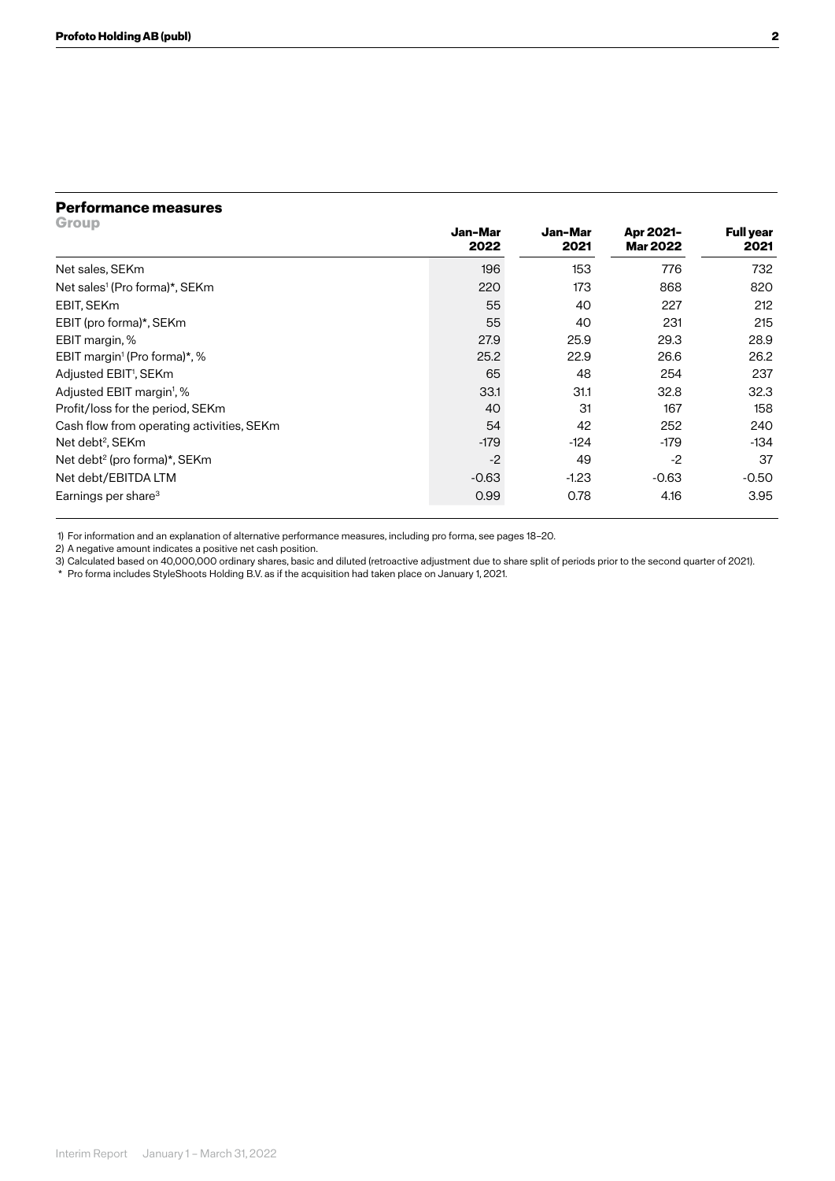## Performance measures

**Group**

| | Jan–Mar 2022 | Jan–Mar 2021 | Apr 2021–Mar 2022 | Full year 2021 |
|---|---|---|---|---|
| Net sales, SEKm | 196 | 153 | 776 | 732 |
| Net sales[1] (Pro forma)*, SEKm | 220 | 173 | 868 | 820 |
| EBIT, SEKm | 55 | 40 | 227 | 212 |
| EBIT (pro forma)*, SEKm | 55 | 40 | 231 | 215 |
| EBIT margin, % | 27.9 | 25.9 | 29.3 | 28.9 |
| EBIT margin[1] (Pro forma)*, % | 25.2 | 22.9 | 26.6 | 26.2 |
| Adjusted EBIT[1], SEKm | 65 | 48 | 254 | 237 |
| Adjusted EBIT margin[1], % | 33.1 | 31.1 | 32.8 | 32.3 |
| Profit/loss for the period, SEKm | 40 | 31 | 167 | 158 |
| Cash flow from operating activities, SEKm | 54 | 42 | 252 | 240 |
| Net debt[2], SEKm | -179 | -124 | -179 | -134 |
| Net debt[2] (pro forma)*, SEKm | -2 | 49 | -2 | 37 |
| Net debt/EBITDA LTM | -0.63 | -1.23 | -0.63 | -0.50 |
| Earnings per share[3] | 0.99 | 0.78 | 4.16 | 3.95 |

1) For information and an explanation of alternative performance measures, including pro forma, see pages 18–20.

2) A negative amount indicates a positive net cash position.

3) Calculated based on 40,000,000 ordinary shares, basic and diluted (retroactive adjustment due to share split of periods prior to the second quarter of 2021).

\* Pro forma includes StyleShoots Holding B.V. as if the acquisition had taken place on January 1, 2021.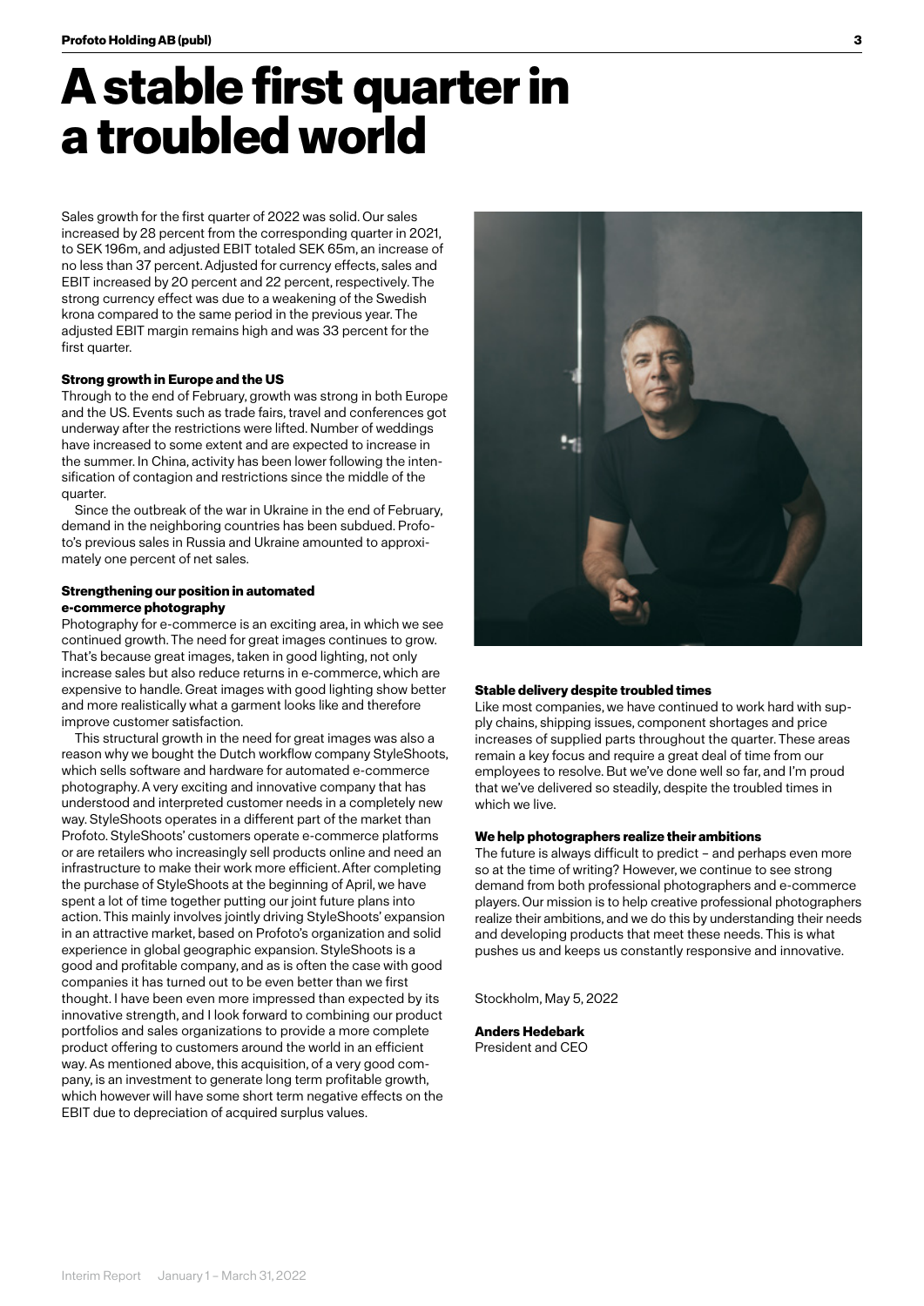# A stable first quarter in a troubled world

Sales growth for the first quarter of 2022 was solid. Our sales increased by 28 percent from the corresponding quarter in 2021, to SEK 196m, and adjusted EBIT totaled SEK 65m, an increase of no less than 37 percent. Adjusted for currency effects, sales and EBIT increased by 20 percent and 22 percent, respectively. The strong currency effect was due to a weakening of the Swedish krona compared to the same period in the previous year. The adjusted EBIT margin remains high and was 33 percent for the first quarter.

**Strong growth in Europe and the US**

Through to the end of February, growth was strong in both Europe and the US. Events such as trade fairs, travel and conferences got underway after the restrictions were lifted. Number of weddings have increased to some extent and are expected to increase in the summer. In China, activity has been lower following the intensification of contagion and restrictions since the middle of the quarter.

Since the outbreak of the war in Ukraine in the end of February, demand in the neighboring countries has been subdued. Profoto's previous sales in Russia and Ukraine amounted to approximately one percent of net sales.

**Strengthening our position in automated e-commerce photography**

Photography for e-commerce is an exciting area, in which we see continued growth. The need for great images continues to grow. That's because great images, taken in good lighting, not only increase sales but also reduce returns in e-commerce, which are expensive to handle. Great images with good lighting show better and more realistically what a garment looks like and therefore improve customer satisfaction.

This structural growth in the need for great images was also a reason why we bought the Dutch workflow company StyleShoots, which sells software and hardware for automated e-commerce photography. A very exciting and innovative company that has understood and interpreted customer needs in a completely new way. StyleShoots operates in a different part of the market than Profoto. StyleShoots' customers operate e-commerce platforms or are retailers who increasingly sell products online and need an infrastructure to make their work more efficient. After completing the purchase of StyleShoots at the beginning of April, we have spent a lot of time together putting our joint future plans into action. This mainly involves jointly driving StyleShoots' expansion in an attractive market, based on Profoto's organization and solid experience in global geographic expansion. StyleShoots is a good and profitable company, and as is often the case with good companies it has turned out to be even better than we first thought. I have been even more impressed than expected by its innovative strength, and I look forward to combining our product portfolios and sales organizations to provide a more complete product offering to customers around the world in an efficient way. As mentioned above, this acquisition, of a very good company, is an investment to generate long term profitable growth, which however will have some short term negative effects on the EBIT due to depreciation of acquired surplus values.

**Stable delivery despite troubled times**

Like most companies, we have continued to work hard with supply chains, shipping issues, component shortages and price increases of supplied parts throughout the quarter. These areas remain a key focus and require a great deal of time from our employees to resolve. But we've done well so far, and I'm proud that we've delivered so steadily, despite the troubled times in which we live.

**We help photographers realize their ambitions**

The future is always difficult to predict – and perhaps even more so at the time of writing? However, we continue to see strong demand from both professional photographers and e-commerce players. Our mission is to help creative professional photographers realize their ambitions, and we do this by understanding their needs and developing products that meet these needs. This is what pushes us and keeps us constantly responsive and innovative.

Stockholm, May 5, 2022

**Anders Hedebark**
President and CEO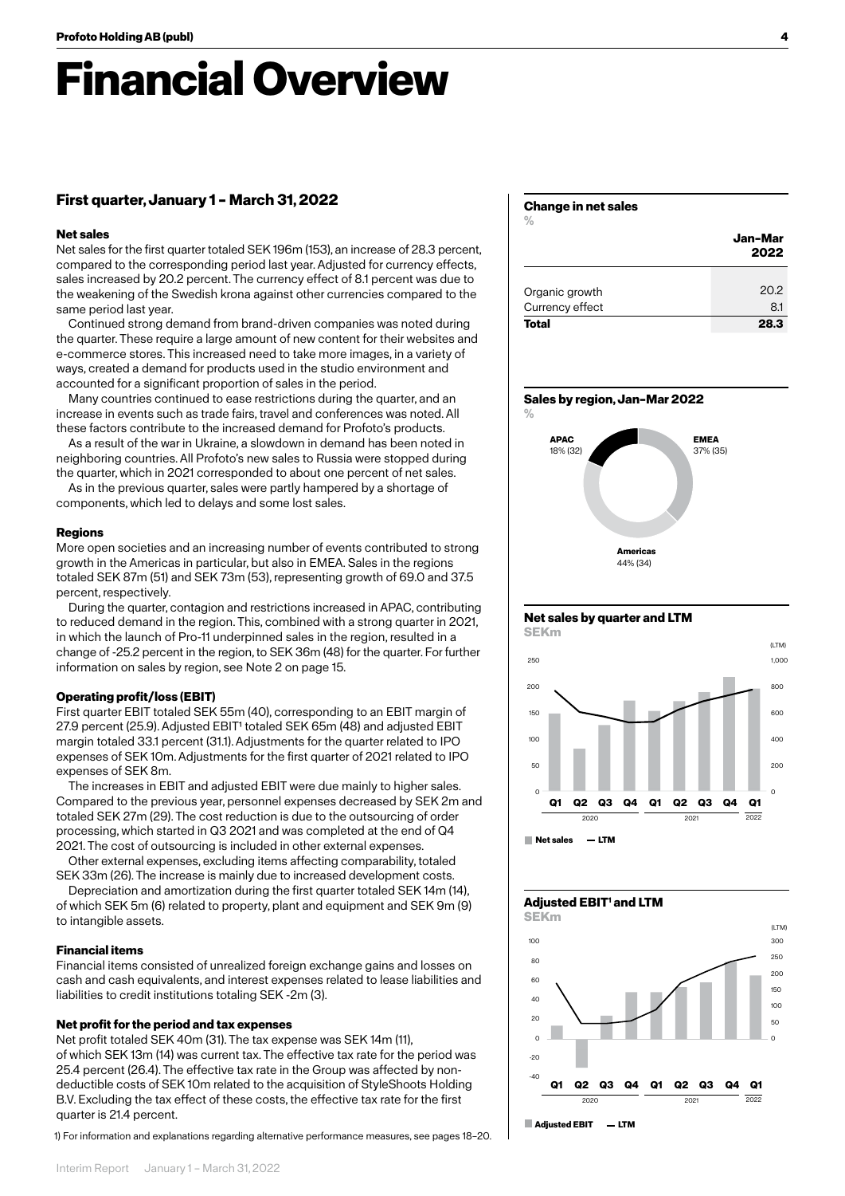# Financial Overview

## First quarter, January 1 – March 31, 2022

### Net sales

Net sales for the first quarter totaled SEK 196m (153), an increase of 28.3 percent, compared to the corresponding period last year. Adjusted for currency effects, sales increased by 20.2 percent. The currency effect of 8.1 percent was due to the weakening of the Swedish krona against other currencies compared to the same period last year.

Continued strong demand from brand-driven companies was noted during the quarter. These require a large amount of new content for their websites and e-commerce stores. This increased need to take more images, in a variety of ways, created a demand for products used in the studio environment and accounted for a significant proportion of sales in the period.

Many countries continued to ease restrictions during the quarter, and an increase in events such as trade fairs, travel and conferences was noted. All these factors contribute to the increased demand for Profoto's products.

As a result of the war in Ukraine, a slowdown in demand has been noted in neighboring countries. All Profoto's new sales to Russia were stopped during the quarter, which in 2021 corresponded to about one percent of net sales.

As in the previous quarter, sales were partly hampered by a shortage of components, which led to delays and some lost sales.

### Regions

More open societies and an increasing number of events contributed to strong growth in the Americas in particular, but also in EMEA. Sales in the regions totaled SEK 87m (51) and SEK 73m (53), representing growth of 69.0 and 37.5 percent, respectively.

During the quarter, contagion and restrictions increased in APAC, contributing to reduced demand in the region. This, combined with a strong quarter in 2021, in which the launch of Pro-11 underpinned sales in the region, resulted in a change of -25.2 percent in the region, to SEK 36m (48) for the quarter. For further information on sales by region, see Note 2 on page 15.

### Operating profit/loss (EBIT)

First quarter EBIT totaled SEK 55m (40), corresponding to an EBIT margin of 27.9 percent (25.9). Adjusted EBIT[1] totaled SEK 65m (48) and adjusted EBIT margin totaled 33.1 percent (31.1). Adjustments for the quarter related to IPO expenses of SEK 10m. Adjustments for the first quarter of 2021 related to IPO expenses of SEK 8m.

The increases in EBIT and adjusted EBIT were due mainly to higher sales. Compared to the previous year, personnel expenses decreased by SEK 2m and totaled SEK 27m (29). The cost reduction is due to the outsourcing of order processing, which started in Q3 2021 and was completed at the end of Q4 2021. The cost of outsourcing is included in other external expenses.

Other external expenses, excluding items affecting comparability, totaled SEK 33m (26). The increase is mainly due to increased development costs.

Depreciation and amortization during the first quarter totaled SEK 14m (14), of which SEK 5m (6) related to property, plant and equipment and SEK 9m (9) to intangible assets.

### Financial items

Financial items consisted of unrealized foreign exchange gains and losses on cash and cash equivalents, and interest expenses related to lease liabilities and liabilities to credit institutions totaling SEK -2m (3).

### Net profit for the period and tax expenses

Net profit totaled SEK 40m (31). The tax expense was SEK 14m (11), of which SEK 13m (14) was current tax. The effective tax rate for the period was 25.4 percent (26.4). The effective tax rate in the Group was affected by non-deductible costs of SEK 10m related to the acquisition of StyleShoots Holding B.V. Excluding the tax effect of these costs, the effective tax rate for the first quarter is 21.4 percent.

1) For information and explanations regarding alternative performance measures, see pages 18–20.

**Change in net sales**
%

| | Jan-Mar 2022 |
|---|---|
| Organic growth | 20.2 |
| Currency effect | 8.1 |
| **Total** | **28.3** |

**Sales by region, Jan-Mar 2022**
%

- APAC 18% (32)
- EMEA 37% (35)
- Americas 44% (34)

**Net sales by quarter and LTM**
SEKm

Net sales — LTM

**Adjusted EBIT[1] and LTM**
SEKm

Adjusted EBIT — LTM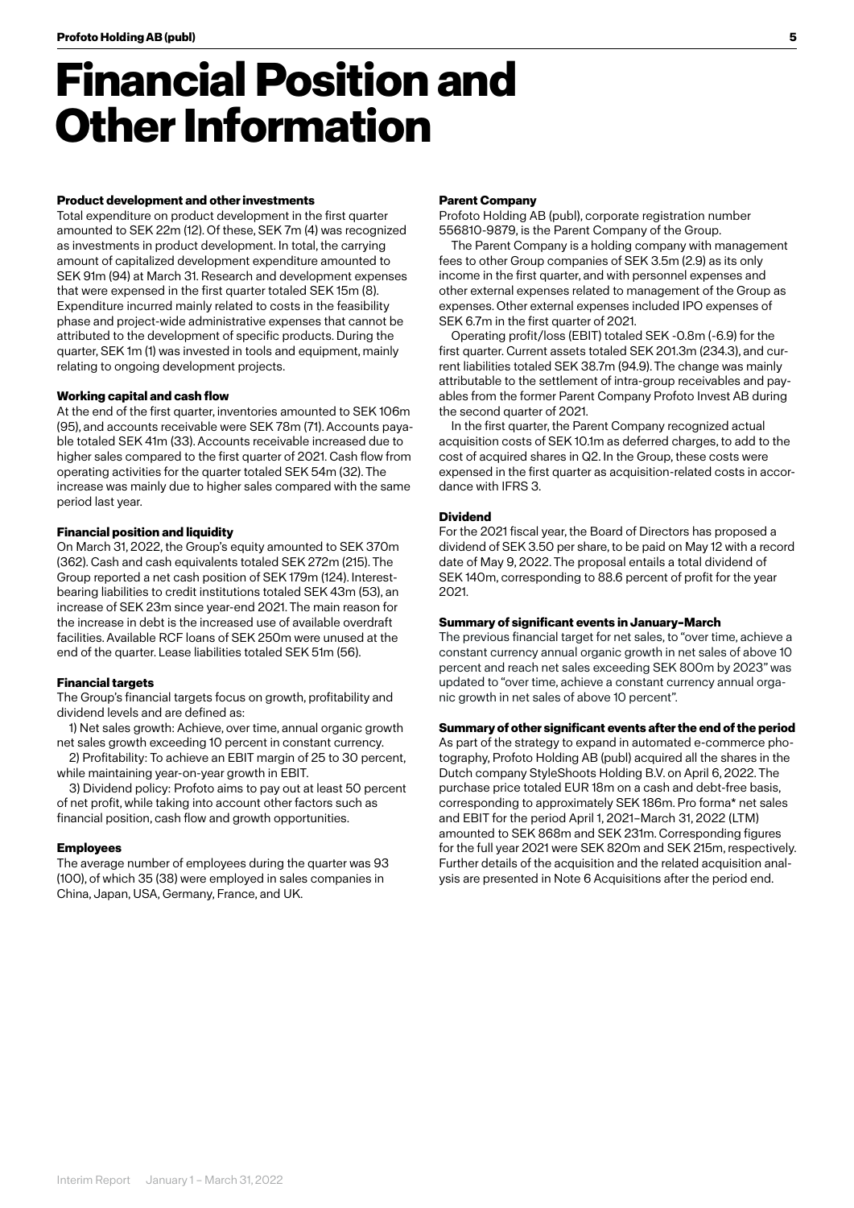# Financial Position and Other Information

### Product development and other investments

Total expenditure on product development in the first quarter amounted to SEK 22m (12). Of these, SEK 7m (4) was recognized as investments in product development. In total, the carrying amount of capitalized development expenditure amounted to SEK 91m (94) at March 31. Research and development expenses that were expensed in the first quarter totaled SEK 15m (8). Expenditure incurred mainly related to costs in the feasibility phase and project-wide administrative expenses that cannot be attributed to the development of specific products. During the quarter, SEK 1m (1) was invested in tools and equipment, mainly relating to ongoing development projects.

### Working capital and cash flow

At the end of the first quarter, inventories amounted to SEK 106m (95), and accounts receivable were SEK 78m (71). Accounts payable totaled SEK 41m (33). Accounts receivable increased due to higher sales compared to the first quarter of 2021. Cash flow from operating activities for the quarter totaled SEK 54m (32). The increase was mainly due to higher sales compared with the same period last year.

### Financial position and liquidity

On March 31, 2022, the Group's equity amounted to SEK 370m (362). Cash and cash equivalents totaled SEK 272m (215). The Group reported a net cash position of SEK 179m (124). Interest-bearing liabilities to credit institutions totaled SEK 43m (53), an increase of SEK 23m since year-end 2021. The main reason for the increase in debt is the increased use of available overdraft facilities. Available RCF loans of SEK 250m were unused at the end of the quarter. Lease liabilities totaled SEK 51m (56).

### Financial targets

The Group's financial targets focus on growth, profitability and dividend levels and are defined as:

1) Net sales growth: Achieve, over time, annual organic growth net sales growth exceeding 10 percent in constant currency.

2) Profitability: To achieve an EBIT margin of 25 to 30 percent, while maintaining year-on-year growth in EBIT.

3) Dividend policy: Profoto aims to pay out at least 50 percent of net profit, while taking into account other factors such as financial position, cash flow and growth opportunities.

### Employees

The average number of employees during the quarter was 93 (100), of which 35 (38) were employed in sales companies in China, Japan, USA, Germany, France, and UK.

### Parent Company

Profoto Holding AB (publ), corporate registration number 556810-9879, is the Parent Company of the Group.

The Parent Company is a holding company with management fees to other Group companies of SEK 3.5m (2.9) as its only income in the first quarter, and with personnel expenses and other external expenses related to management of the Group as expenses. Other external expenses included IPO expenses of SEK 6.7m in the first quarter of 2021.

Operating profit/loss (EBIT) totaled SEK -0.8m (-6.9) for the first quarter. Current assets totaled SEK 201.3m (234.3), and current liabilities totaled SEK 38.7m (94.9). The change was mainly attributable to the settlement of intra-group receivables and payables from the former Parent Company Profoto Invest AB during the second quarter of 2021.

In the first quarter, the Parent Company recognized actual acquisition costs of SEK 10.1m as deferred charges, to add to the cost of acquired shares in Q2. In the Group, these costs were expensed in the first quarter as acquisition-related costs in accordance with IFRS 3.

### Dividend

For the 2021 fiscal year, the Board of Directors has proposed a dividend of SEK 3.50 per share, to be paid on May 12 with a record date of May 9, 2022. The proposal entails a total dividend of SEK 140m, corresponding to 88.6 percent of profit for the year 2021.

### Summary of significant events in January–March

The previous financial target for net sales, to "over time, achieve a constant currency annual organic growth in net sales of above 10 percent and reach net sales exceeding SEK 800m by 2023" was updated to "over time, achieve a constant currency annual organic growth in net sales of above 10 percent".

### Summary of other significant events after the end of the period

As part of the strategy to expand in automated e-commerce photography, Profoto Holding AB (publ) acquired all the shares in the Dutch company StyleShoots Holding B.V. on April 6, 2022. The purchase price totaled EUR 18m on a cash and debt-free basis, corresponding to approximately SEK 186m. Pro forma* net sales and EBIT for the period April 1, 2021–March 31, 2022 (LTM) amounted to SEK 868m and SEK 231m. Corresponding figures for the full year 2021 were SEK 820m and SEK 215m, respectively. Further details of the acquisition and the related acquisition analysis are presented in Note 6 Acquisitions after the period end.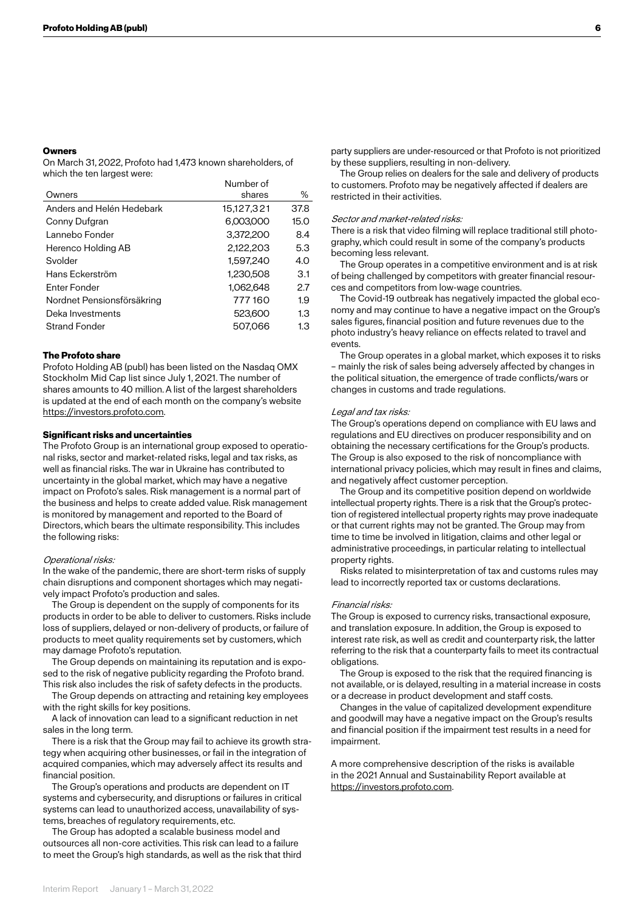## Owners

On March 31, 2022, Profoto had 1,473 known shareholders, of which the ten largest were:

| Owners | Number of shares | % |
|---|---|---|
| Anders and Helén Hedebark | 15,127,321 | 37.8 |
| Conny Dufgran | 6,003,000 | 15.0 |
| Lannebo Fonder | 3,372,200 | 8.4 |
| Herenco Holding AB | 2,122,203 | 5.3 |
| Svolder | 1,597,240 | 4.0 |
| Hans Eckerström | 1,230,508 | 3.1 |
| Enter Fonder | 1,062,648 | 2.7 |
| Nordnet Pensionsförsäkring | 777 160 | 1.9 |
| Deka Investments | 523,600 | 1.3 |
| Strand Fonder | 507,066 | 1.3 |

## The Profoto share

Profoto Holding AB (publ) has been listed on the Nasdaq OMX Stockholm Mid Cap list since July 1, 2021. The number of shares amounts to 40 million. A list of the largest shareholders is updated at the end of each month on the company's website https://investors.profoto.com.

## Significant risks and uncertainties

The Profoto Group is an international group exposed to operational risks, sector and market-related risks, legal and tax risks, as well as financial risks. The war in Ukraine has contributed to uncertainty in the global market, which may have a negative impact on Profoto's sales. Risk management is a normal part of the business and helps to create added value. Risk management is monitored by management and reported to the Board of Directors, which bears the ultimate responsibility. This includes the following risks:

*Operational risks:*

In the wake of the pandemic, there are short-term risks of supply chain disruptions and component shortages which may negatively impact Profoto's production and sales.

The Group is dependent on the supply of components for its products in order to be able to deliver to customers. Risks include loss of suppliers, delayed or non-delivery of products, or failure of products to meet quality requirements set by customers, which may damage Profoto's reputation.

The Group depends on maintaining its reputation and is exposed to the risk of negative publicity regarding the Profoto brand. This risk also includes the risk of safety defects in the products.

The Group depends on attracting and retaining key employees with the right skills for key positions.

A lack of innovation can lead to a significant reduction in net sales in the long term.

There is a risk that the Group may fail to achieve its growth strategy when acquiring other businesses, or fail in the integration of acquired companies, which may adversely affect its results and financial position.

The Group's operations and products are dependent on IT systems and cybersecurity, and disruptions or failures in critical systems can lead to unauthorized access, unavailability of systems, breaches of regulatory requirements, etc.

The Group has adopted a scalable business model and outsources all non-core activities. This risk can lead to a failure to meet the Group's high standards, as well as the risk that third party suppliers are under-resourced or that Profoto is not prioritized by these suppliers, resulting in non-delivery.

The Group relies on dealers for the sale and delivery of products to customers. Profoto may be negatively affected if dealers are restricted in their activities.

*Sector and market-related risks:*

There is a risk that video filming will replace traditional still photography, which could result in some of the company's products becoming less relevant.

The Group operates in a competitive environment and is at risk of being challenged by competitors with greater financial resources and competitors from low-wage countries.

The Covid-19 outbreak has negatively impacted the global economy and may continue to have a negative impact on the Group's sales figures, financial position and future revenues due to the photo industry's heavy reliance on effects related to travel and events.

The Group operates in a global market, which exposes it to risks – mainly the risk of sales being adversely affected by changes in the political situation, the emergence of trade conflicts/wars or changes in customs and trade regulations.

*Legal and tax risks:*

The Group's operations depend on compliance with EU laws and regulations and EU directives on producer responsibility and on obtaining the necessary certifications for the Group's products. The Group is also exposed to the risk of noncompliance with international privacy policies, which may result in fines and claims, and negatively affect customer perception.

The Group and its competitive position depend on worldwide intellectual property rights. There is a risk that the Group's protection of registered intellectual property rights may prove inadequate or that current rights may not be granted. The Group may from time to time be involved in litigation, claims and other legal or administrative proceedings, in particular relating to intellectual property rights.

Risks related to misinterpretation of tax and customs rules may lead to incorrectly reported tax or customs declarations.

*Financial risks:*

The Group is exposed to currency risks, transactional exposure, and translation exposure. In addition, the Group is exposed to interest rate risk, as well as credit and counterparty risk, the latter referring to the risk that a counterparty fails to meet its contractual obligations.

The Group is exposed to the risk that the required financing is not available, or is delayed, resulting in a material increase in costs or a decrease in product development and staff costs.

Changes in the value of capitalized development expenditure and goodwill may have a negative impact on the Group's results and financial position if the impairment test results in a need for impairment.

A more comprehensive description of the risks is available in the 2021 Annual and Sustainability Report available at https://investors.profoto.com.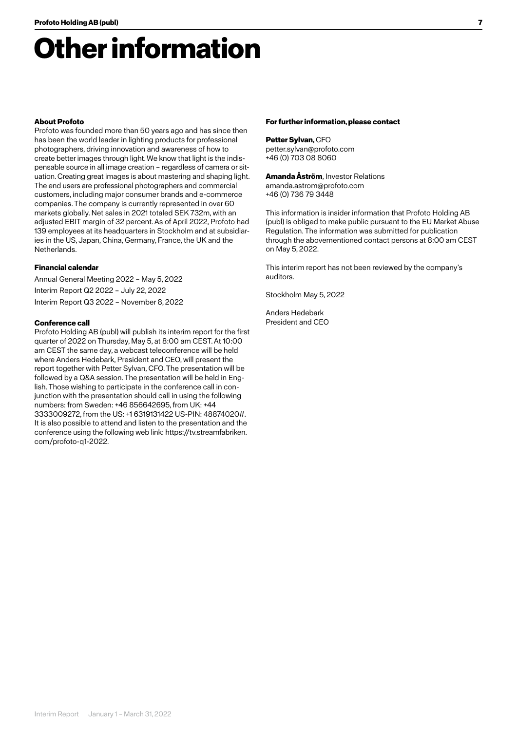# Other information

**About Profoto**

Profoto was founded more than 50 years ago and has since then has been the world leader in lighting products for professional photographers, driving innovation and awareness of how to create better images through light. We know that light is the indispensable source in all image creation – regardless of camera or situation. Creating great images is about mastering and shaping light. The end users are professional photographers and commercial customers, including major consumer brands and e-commerce companies. The company is currently represented in over 60 markets globally. Net sales in 2021 totaled SEK 732m, with an adjusted EBIT margin of 32 percent. As of April 2022, Profoto had 139 employees at its headquarters in Stockholm and at subsidiaries in the US, Japan, China, Germany, France, the UK and the Netherlands.

**Financial calendar**

Annual General Meeting 2022 – May 5, 2022

Interim Report Q2 2022 – July 22, 2022

Interim Report Q3 2022 – November 8, 2022

**Conference call**

Profoto Holding AB (publ) will publish its interim report for the first quarter of 2022 on Thursday, May 5, at 8:00 am CEST. At 10:00 am CEST the same day, a webcast teleconference will be held where Anders Hedebark, President and CEO, will present the report together with Petter Sylvan, CFO. The presentation will be followed by a Q&A session. The presentation will be held in English. Those wishing to participate in the conference call in conjunction with the presentation should call in using the following numbers: from Sweden: +46 856642695, from UK: +44 3333009272, from the US: +1 6319131422 US-PIN: 48874020#. It is also possible to attend and listen to the presentation and the conference using the following web link: https://tv.streamfabriken.com/profoto-q1-2022.

**For further information, please contact**

**Petter Sylvan,** CFO
petter.sylvan@profoto.com
+46 (0) 703 08 8060

**Amanda Åström**, Investor Relations
amanda.astrom@profoto.com
+46 (0) 736 79 3448

This information is insider information that Profoto Holding AB (publ) is obliged to make public pursuant to the EU Market Abuse Regulation. The information was submitted for publication through the abovementioned contact persons at 8:00 am CEST on May 5, 2022.

This interim report has not been reviewed by the company's auditors.

Stockholm May 5, 2022

Anders Hedebark
President and CEO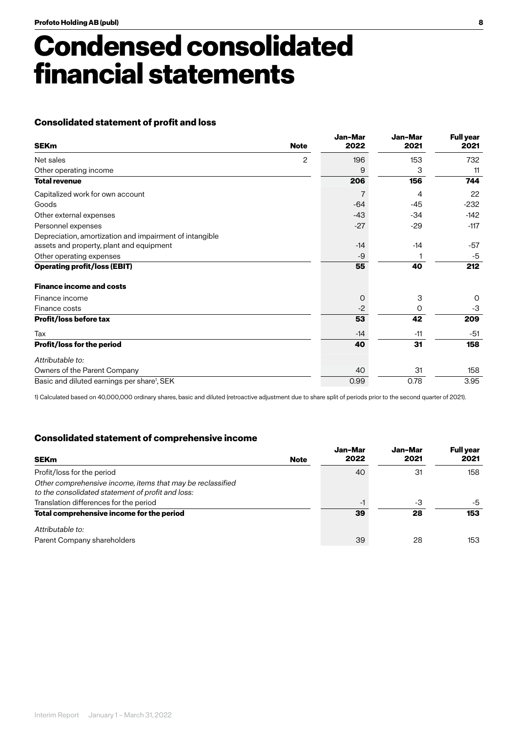# Condensed consolidated financial statements

### Consolidated statement of profit and loss

| SEKm | Note | Jan–Mar 2022 | Jan–Mar 2021 | Full year 2021 |
|---|---|---|---|---|
| Net sales | 2 | 196 | 153 | 732 |
| Other operating income | | 9 | 3 | 11 |
| **Total revenue** | | **206** | **156** | **744** |
| Capitalized work for own account | | 7 | 4 | 22 |
| Goods | | -64 | -45 | -232 |
| Other external expenses | | -43 | -34 | -142 |
| Personnel expenses | | -27 | -29 | -117 |
| Depreciation, amortization and impairment of intangible assets and property, plant and equipment | | -14 | -14 | -57 |
| Other operating expenses | | -9 | 1 | -5 |
| **Operating profit/loss (EBIT)** | | **55** | **40** | **212** |
| **Finance income and costs** | | | | |
| Finance income | | 0 | 3 | 0 |
| Finance costs | | -2 | 0 | -3 |
| **Profit/loss before tax** | | **53** | **42** | **209** |
| Tax | | -14 | -11 | -51 |
| **Profit/loss for the period** | | **40** | **31** | **158** |
| *Attributable to:* | | | | |
| Owners of the Parent Company | | 40 | 31 | 158 |
| Basic and diluted earnings per share[1], SEK | | 0.99 | 0.78 | 3.95 |

1) Calculated based on 40,000,000 ordinary shares, basic and diluted (retroactive adjustment due to share split of periods prior to the second quarter of 2021).

### Consolidated statement of comprehensive income

| SEKm | Note | Jan–Mar 2022 | Jan–Mar 2021 | Full year 2021 |
|---|---|---|---|---|
| Profit/loss for the period | | 40 | 31 | 158 |
| *Other comprehensive income, items that may be reclassified to the consolidated statement of profit and loss:* | | | | |
| Translation differences for the period | | -1 | -3 | -5 |
| **Total comprehensive income for the period** | | **39** | **28** | **153** |
| *Attributable to:* | | | | |
| Parent Company shareholders | | 39 | 28 | 153 |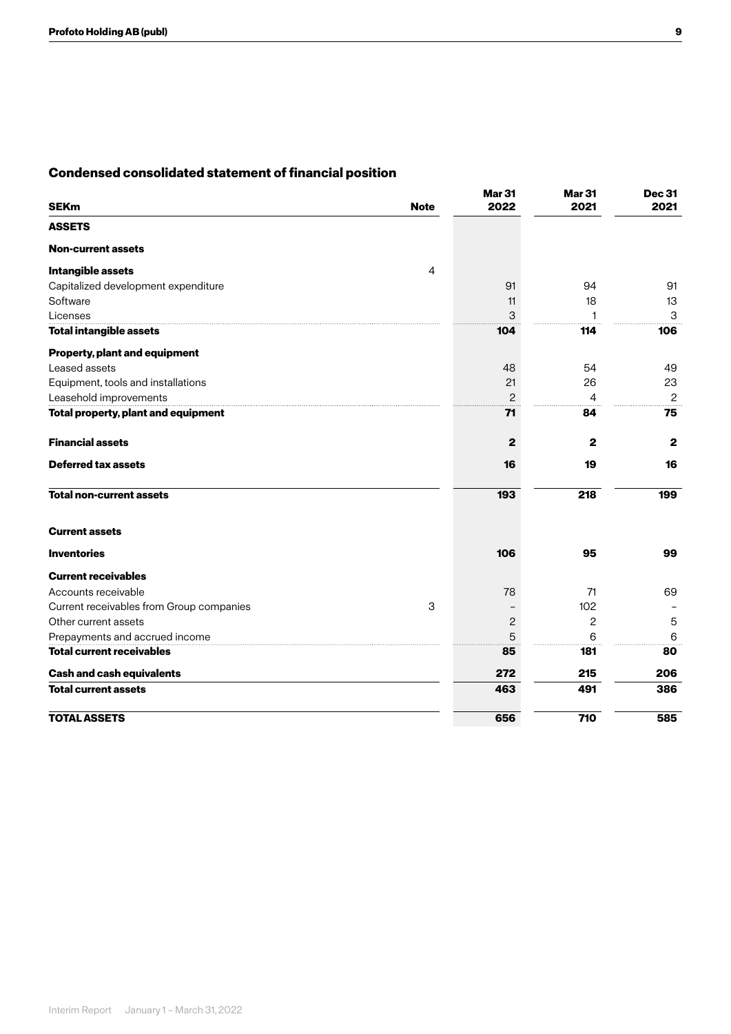## Condensed consolidated statement of financial position

| SEKm | Note | Mar 31 2022 | Mar 31 2021 | Dec 31 2021 |
|---|---|---|---|---|
| **ASSETS** | | | | |
| **Non-current assets** | | | | |
| **Intangible assets** | 4 | | | |
| Capitalized development expenditure | | 91 | 94 | 91 |
| Software | | 11 | 18 | 13 |
| Licenses | | 3 | 1 | 3 |
| **Total intangible assets** | | **104** | **114** | **106** |
| **Property, plant and equipment** | | | | |
| Leased assets | | 48 | 54 | 49 |
| Equipment, tools and installations | | 21 | 26 | 23 |
| Leasehold improvements | | 2 | 4 | 2 |
| **Total property, plant and equipment** | | **71** | **84** | **75** |
| **Financial assets** | | **2** | **2** | **2** |
| **Deferred tax assets** | | **16** | **19** | **16** |
| **Total non-current assets** | | **193** | **218** | **199** |
| **Current assets** | | | | |
| **Inventories** | | **106** | **95** | **99** |
| **Current receivables** | | | | |
| Accounts receivable | | 78 | 71 | 69 |
| Current receivables from Group companies | 3 | – | 102 | – |
| Other current assets | | 2 | 2 | 5 |
| Prepayments and accrued income | | 5 | 6 | 6 |
| **Total current receivables** | | **85** | **181** | **80** |
| **Cash and cash equivalents** | | **272** | **215** | **206** |
| **Total current assets** | | **463** | **491** | **386** |
| **TOTAL ASSETS** | | **656** | **710** | **585** |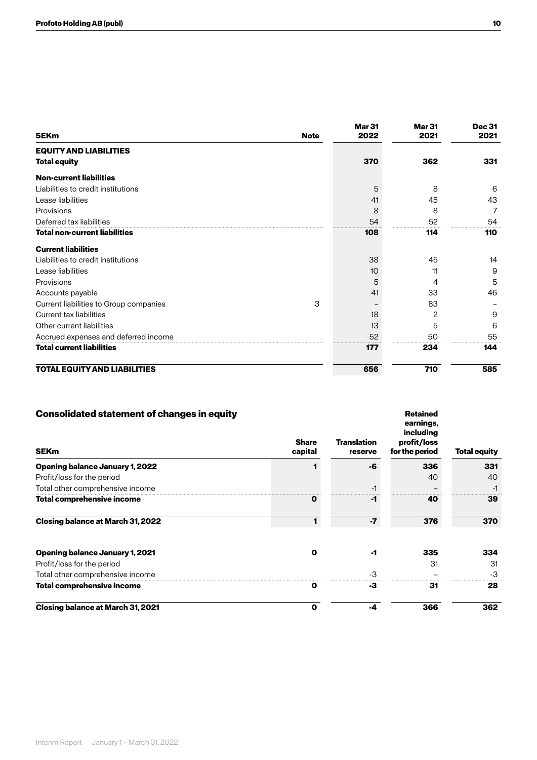| SEKm | Note | Mar 31 2022 | Mar 31 2021 | Dec 31 2021 |
|---|---|---|---|---|
| **EQUITY AND LIABILITIES** | | | | |
| **Total equity** | | **370** | **362** | **331** |
| **Non-current liabilities** | | | | |
| Liabilities to credit institutions | | 5 | 8 | 6 |
| Lease liabilities | | 41 | 45 | 43 |
| Provisions | | 8 | 8 | 7 |
| Deferred tax liabilities | | 54 | 52 | 54 |
| **Total non-current liabilities** | | **108** | **114** | **110** |
| **Current liabilities** | | | | |
| Liabilities to credit institutions | | 38 | 45 | 14 |
| Lease liabilities | | 10 | 11 | 9 |
| Provisions | | 5 | 4 | 5 |
| Accounts payable | | 41 | 33 | 46 |
| Current liabilities to Group companies | 3 | – | 83 | – |
| Current tax liabilities | | 18 | 2 | 9 |
| Other current liabilities | | 13 | 5 | 6 |
| Accrued expenses and deferred income | | 52 | 50 | 55 |
| **Total current liabilities** | | **177** | **234** | **144** |
| **TOTAL EQUITY AND LIABILITIES** | | **656** | **710** | **585** |

## Consolidated statement of changes in equity

| SEKm | Share capital | Translation reserve | Retained earnings, including profit/loss for the period | Total equity |
|---|---|---|---|---|
| **Opening balance January 1, 2022** | **1** | **-6** | **336** | **331** |
| Profit/loss for the period | | | 40 | 40 |
| Total other comprehensive income | | -1 | – | -1 |
| **Total comprehensive income** | **0** | **-1** | **40** | **39** |
| **Closing balance at March 31, 2022** | **1** | **-7** | **376** | **370** |
| | | | | |
| **Opening balance January 1, 2021** | **0** | **-1** | **335** | **334** |
| Profit/loss for the period | | | 31 | 31 |
| Total other comprehensive income | | -3 | – | -3 |
| **Total comprehensive income** | **0** | **-3** | **31** | **28** |
| **Closing balance at March 31, 2021** | **0** | **-4** | **366** | **362** |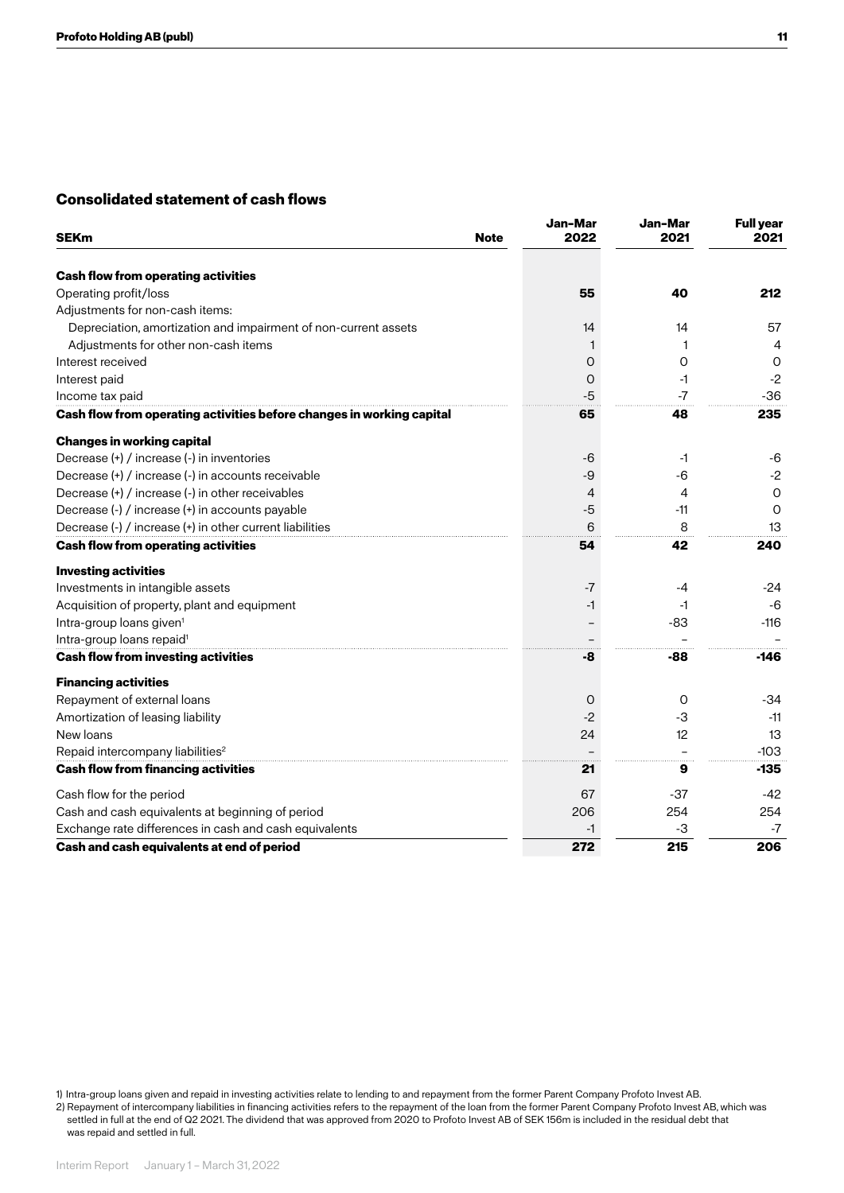## Consolidated statement of cash flows

| SEKm | Note | Jan–Mar 2022 | Jan–Mar 2021 | Full year 2021 |
|---|---|---|---|---|
| **Cash flow from operating activities** | | | | |
| Operating profit/loss | | **55** | **40** | **212** |
| Adjustments for non-cash items: | | | | |
| Depreciation, amortization and impairment of non-current assets | | 14 | 14 | 57 |
| Adjustments for other non-cash items | | 1 | 1 | 4 |
| Interest received | | 0 | 0 | 0 |
| Interest paid | | 0 | -1 | -2 |
| Income tax paid | | -5 | -7 | -36 |
| **Cash flow from operating activities before changes in working capital** | | **65** | **48** | **235** |
| **Changes in working capital** | | | | |
| Decrease (+) / increase (-) in inventories | | -6 | -1 | -6 |
| Decrease (+) / increase (-) in accounts receivable | | -9 | -6 | -2 |
| Decrease (+) / increase (-) in other receivables | | 4 | 4 | 0 |
| Decrease (-) / increase (+) in accounts payable | | -5 | -11 | 0 |
| Decrease (-) / increase (+) in other current liabilities | | 6 | 8 | 13 |
| **Cash flow from operating activities** | | **54** | **42** | **240** |
| **Investing activities** | | | | |
| Investments in intangible assets | | -7 | -4 | -24 |
| Acquisition of property, plant and equipment | | -1 | -1 | -6 |
| Intra-group loans given[1] | | – | -83 | -116 |
| Intra-group loans repaid[1] | | – | – | – |
| **Cash flow from investing activities** | | **-8** | **-88** | **-146** |
| **Financing activities** | | | | |
| Repayment of external loans | | 0 | 0 | -34 |
| Amortization of leasing liability | | -2 | -3 | -11 |
| New loans | | 24 | 12 | 13 |
| Repaid intercompany liabilities[2] | | – | – | -103 |
| **Cash flow from financing activities** | | **21** | **9** | **-135** |
| Cash flow for the period | | 67 | -37 | -42 |
| Cash and cash equivalents at beginning of period | | 206 | 254 | 254 |
| Exchange rate differences in cash and cash equivalents | | -1 | -3 | -7 |
| **Cash and cash equivalents at end of period** | | **272** | **215** | **206** |

1) Intra-group loans given and repaid in investing activities relate to lending to and repayment from the former Parent Company Profoto Invest AB.

2) Repayment of intercompany liabilities in financing activities refers to the repayment of the loan from the former Parent Company Profoto Invest AB, which was settled in full at the end of Q2 2021. The dividend that was approved from 2020 to Profoto Invest AB of SEK 156m is included in the residual debt that was repaid and settled in full.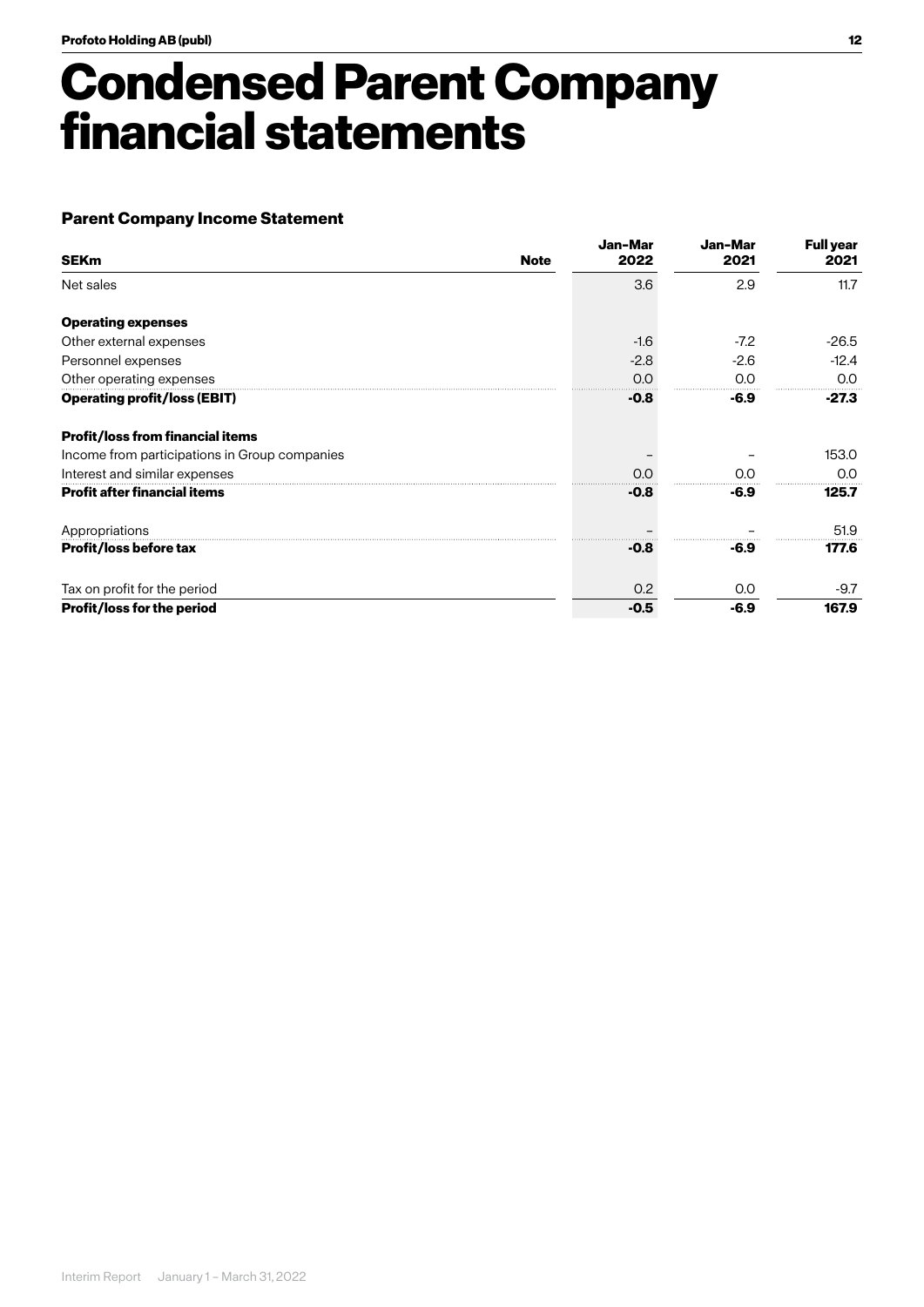# Condensed Parent Company financial statements

### Parent Company Income Statement

| SEKm | Note | Jan–Mar 2022 | Jan–Mar 2021 | Full year 2021 |
|---|---|---|---|---|
| Net sales | | 3.6 | 2.9 | 11.7 |
| **Operating expenses** | | | | |
| Other external expenses | | -1.6 | -7.2 | -26.5 |
| Personnel expenses | | -2.8 | -2.6 | -12.4 |
| Other operating expenses | | 0.0 | 0.0 | 0.0 |
| **Operating profit/loss (EBIT)** | | **-0.8** | **-6.9** | **-27.3** |
| **Profit/loss from financial items** | | | | |
| Income from participations in Group companies | | – | – | 153.0 |
| Interest and similar expenses | | 0.0 | 0.0 | 0.0 |
| **Profit after financial items** | | **-0.8** | **-6.9** | **125.7** |
| Appropriations | | – | – | 51.9 |
| **Profit/loss before tax** | | **-0.8** | **-6.9** | **177.6** |
| Tax on profit for the period | | 0.2 | 0.0 | -9.7 |
| **Profit/loss for the period** | | **-0.5** | **-6.9** | **167.9** |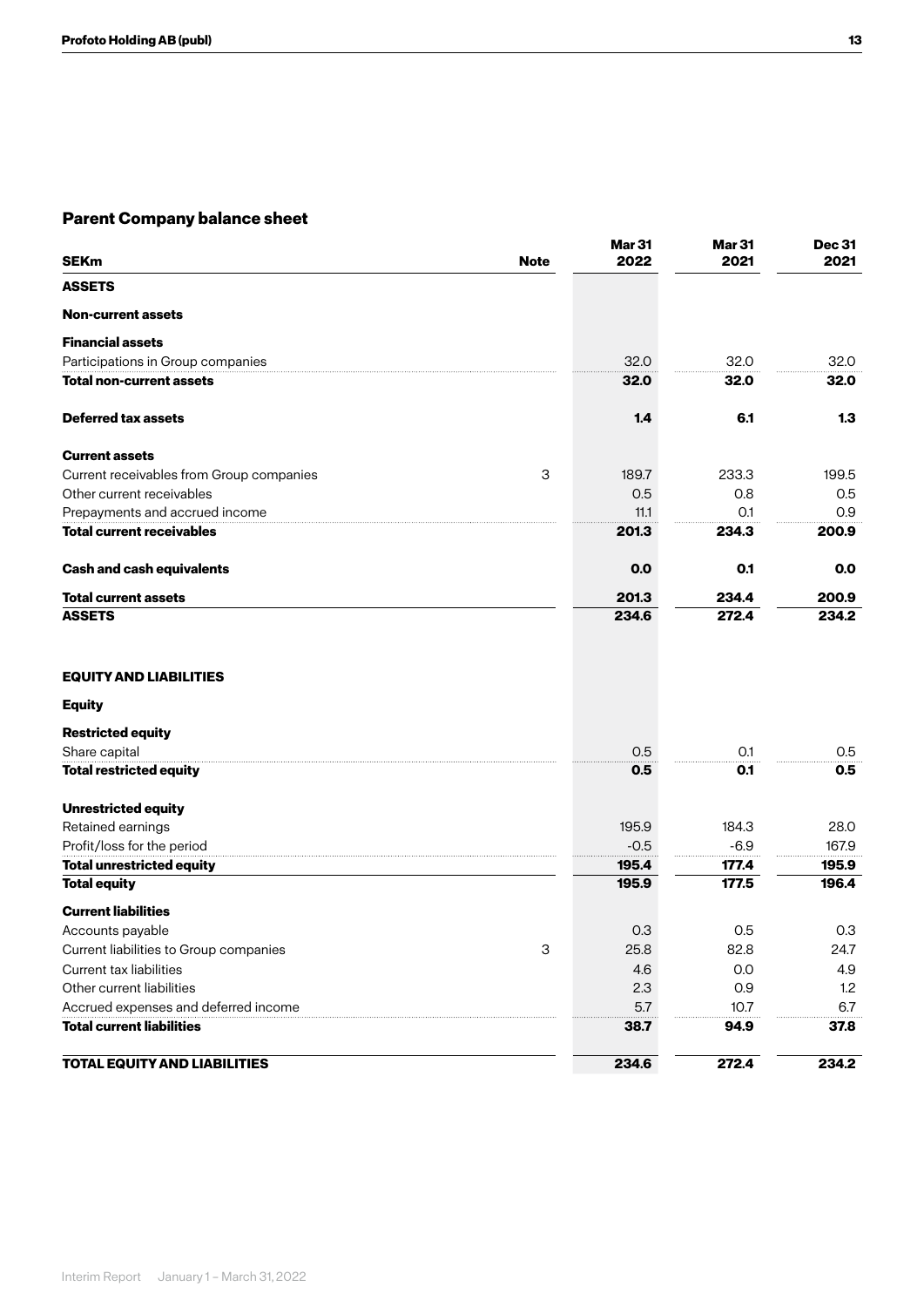## Parent Company balance sheet

| SEKm | Note | Mar 31 2022 | Mar 31 2021 | Dec 31 2021 |
|---|---|---|---|---|
| **ASSETS** | | | | |
| **Non-current assets** | | | | |
| **Financial assets** | | | | |
| Participations in Group companies | | 32.0 | 32.0 | 32.0 |
| **Total non-current assets** | | **32.0** | **32.0** | **32.0** |
| **Deferred tax assets** | | **1.4** | **6.1** | **1.3** |
| **Current assets** | | | | |
| Current receivables from Group companies | 3 | 189.7 | 233.3 | 199.5 |
| Other current receivables | | 0.5 | 0.8 | 0.5 |
| Prepayments and accrued income | | 11.1 | 0.1 | 0.9 |
| **Total current receivables** | | **201.3** | **234.3** | **200.9** |
| **Cash and cash equivalents** | | **0.0** | **0.1** | **0.0** |
| **Total current assets** | | **201.3** | **234.4** | **200.9** |
| **ASSETS** | | **234.6** | **272.4** | **234.2** |
| **EQUITY AND LIABILITIES** | | | | |
| **Equity** | | | | |
| **Restricted equity** | | | | |
| Share capital | | 0.5 | 0.1 | 0.5 |
| **Total restricted equity** | | **0.5** | **0.1** | **0.5** |
| **Unrestricted equity** | | | | |
| Retained earnings | | 195.9 | 184.3 | 28.0 |
| Profit/loss for the period | | -0.5 | -6.9 | 167.9 |
| **Total unrestricted equity** | | **195.4** | **177.4** | **195.9** |
| **Total equity** | | **195.9** | **177.5** | **196.4** |
| **Current liabilities** | | | | |
| Accounts payable | | 0.3 | 0.5 | 0.3 |
| Current liabilities to Group companies | 3 | 25.8 | 82.8 | 24.7 |
| Current tax liabilities | | 4.6 | 0.0 | 4.9 |
| Other current liabilities | | 2.3 | 0.9 | 1.2 |
| Accrued expenses and deferred income | | 5.7 | 10.7 | 6.7 |
| **Total current liabilities** | | **38.7** | **94.9** | **37.8** |
| **TOTAL EQUITY AND LIABILITIES** | | **234.6** | **272.4** | **234.2** |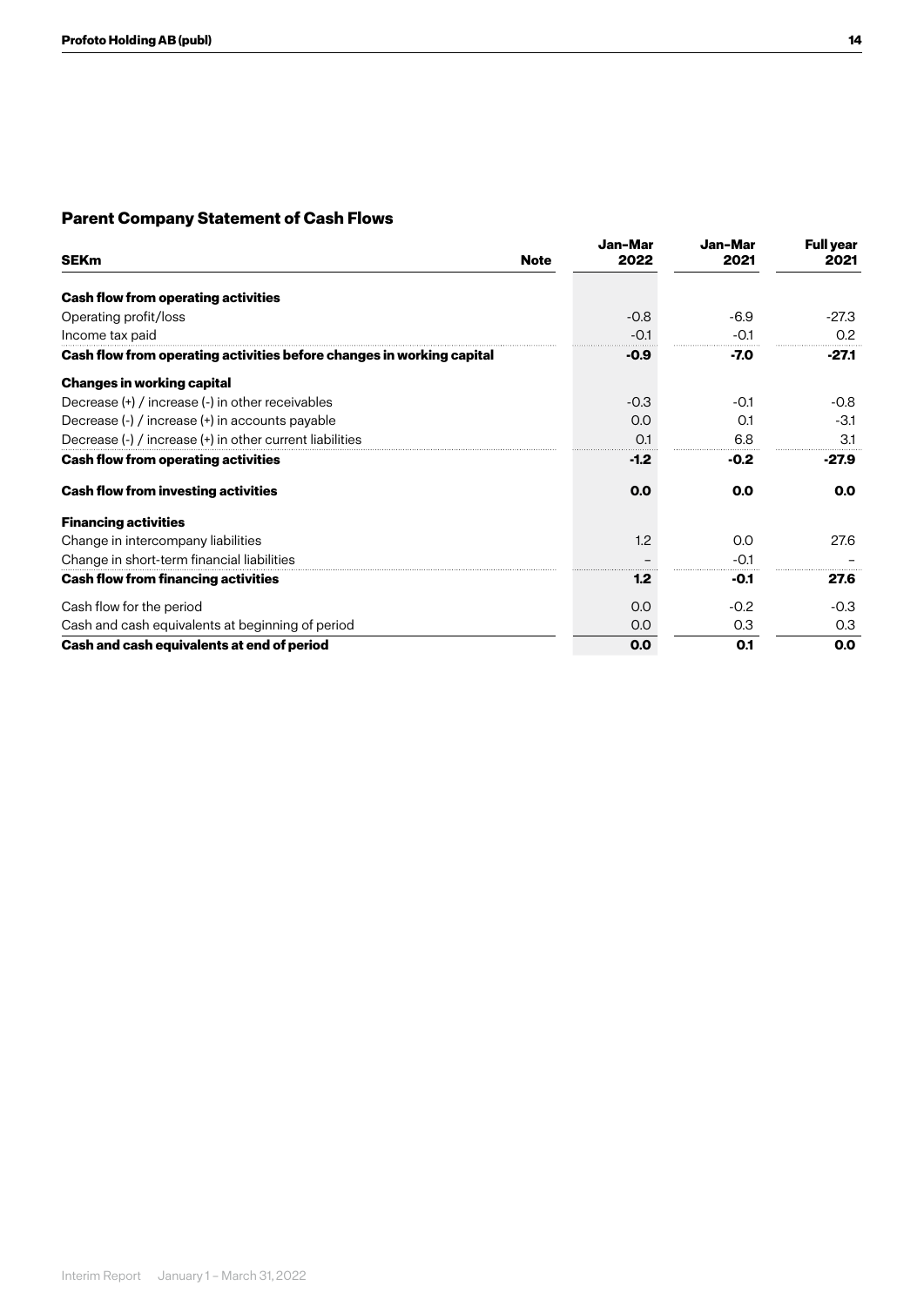## Parent Company Statement of Cash Flows

| SEKm | Note | Jan–Mar 2022 | Jan–Mar 2021 | Full year 2021 |
|---|---|---|---|---|
| **Cash flow from operating activities** | | | | |
| Operating profit/loss | | -0.8 | -6.9 | -27.3 |
| Income tax paid | | -0.1 | -0.1 | 0.2 |
| **Cash flow from operating activities before changes in working capital** | | **-0.9** | **-7.0** | **-27.1** |
| **Changes in working capital** | | | | |
| Decrease (+) / increase (-) in other receivables | | -0.3 | -0.1 | -0.8 |
| Decrease (-) / increase (+) in accounts payable | | 0.0 | 0.1 | -3.1 |
| Decrease (-) / increase (+) in other current liabilities | | 0.1 | 6.8 | 3.1 |
| **Cash flow from operating activities** | | **-1.2** | **-0.2** | **-27.9** |
| **Cash flow from investing activities** | | **0.0** | **0.0** | **0.0** |
| **Financing activities** | | | | |
| Change in intercompany liabilities | | 1.2 | 0.0 | 27.6 |
| Change in short-term financial liabilities | | – | -0.1 | – |
| **Cash flow from financing activities** | | **1.2** | **-0.1** | **27.6** |
| Cash flow for the period | | 0.0 | -0.2 | -0.3 |
| Cash and cash equivalents at beginning of period | | 0.0 | 0.3 | 0.3 |
| **Cash and cash equivalents at end of period** | | **0.0** | **0.1** | **0.0** |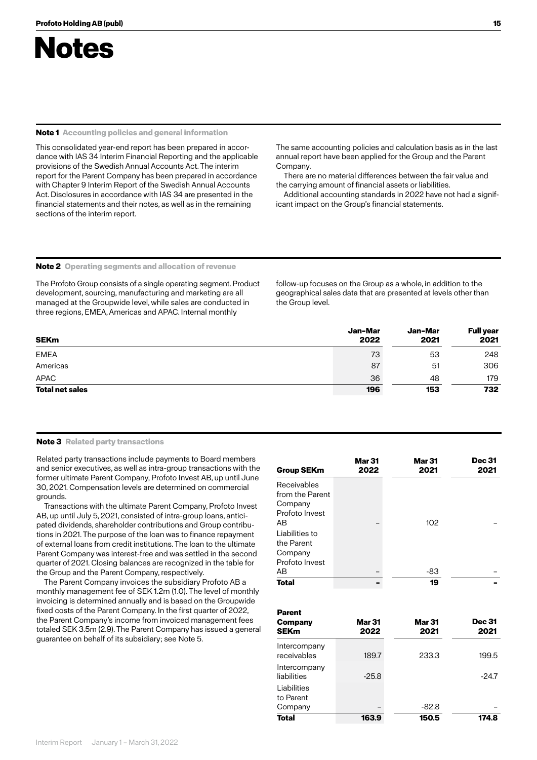# Notes

## Note 1 Accounting policies and general information

This consolidated year-end report has been prepared in accordance with IAS 34 Interim Financial Reporting and the applicable provisions of the Swedish Annual Accounts Act. The interim report for the Parent Company has been prepared in accordance with Chapter 9 Interim Report of the Swedish Annual Accounts Act. Disclosures in accordance with IAS 34 are presented in the financial statements and their notes, as well as in the remaining sections of the interim report.

The same accounting policies and calculation basis as in the last annual report have been applied for the Group and the Parent Company.

There are no material differences between the fair value and the carrying amount of financial assets or liabilities.

Additional accounting standards in 2022 have not had a significant impact on the Group's financial statements.

## Note 2 Operating segments and allocation of revenue

The Profoto Group consists of a single operating segment. Product development, sourcing, manufacturing and marketing are all managed at the Groupwide level, while sales are conducted in three regions, EMEA, Americas and APAC. Internal monthly follow-up focuses on the Group as a whole, in addition to the geographical sales data that are presented at levels other than the Group level.

| SEKm | Jan–Mar 2022 | Jan–Mar 2021 | Full year 2021 |
|---|---|---|---|
| EMEA | 73 | 53 | 248 |
| Americas | 87 | 51 | 306 |
| APAC | 36 | 48 | 179 |
| **Total net sales** | **196** | **153** | **732** |

## Note 3 Related party transactions

Related party transactions include payments to Board members and senior executives, as well as intra-group transactions with the former ultimate Parent Company, Profoto Invest AB, up until June 30, 2021. Compensation levels are determined on commercial grounds.

Transactions with the ultimate Parent Company, Profoto Invest AB, up until July 5, 2021, consisted of intra-group loans, anticipated dividends, shareholder contributions and Group contributions in 2021. The purpose of the loan was to finance repayment of external loans from credit institutions. The loan to the ultimate Parent Company was interest-free and was settled in the second quarter of 2021. Closing balances are recognized in the table for the Group and the Parent Company, respectively.

The Parent Company invoices the subsidiary Profoto AB a monthly management fee of SEK 1.2m (1.0). The level of monthly invoicing is determined annually and is based on the Groupwide fixed costs of the Parent Company. In the first quarter of 2022, the Parent Company's income from invoiced management fees totaled SEK 3.5m (2.9). The Parent Company has issued a general guarantee on behalf of its subsidiary; see Note 5.

| Group SEKm | Mar 31 2022 | Mar 31 2021 | Dec 31 2021 |
|---|---|---|---|
| Receivables from the Parent Company Profoto Invest AB | – | 102 | – |
| Liabilities to the Parent Company Profoto Invest AB | – | -83 | – |
| **Total** | **-** | **19** | **-** |

| Parent Company SEKm | Mar 31 2022 | Mar 31 2021 | Dec 31 2021 |
|---|---|---|---|
| Intercompany receivables | 189.7 | 233.3 | 199.5 |
| Intercompany liabilities | -25.8 | | -24.7 |
| Liabilities to Parent Company | – | -82.8 | – |
| **Total** | **163.9** | **150.5** | **174.8** |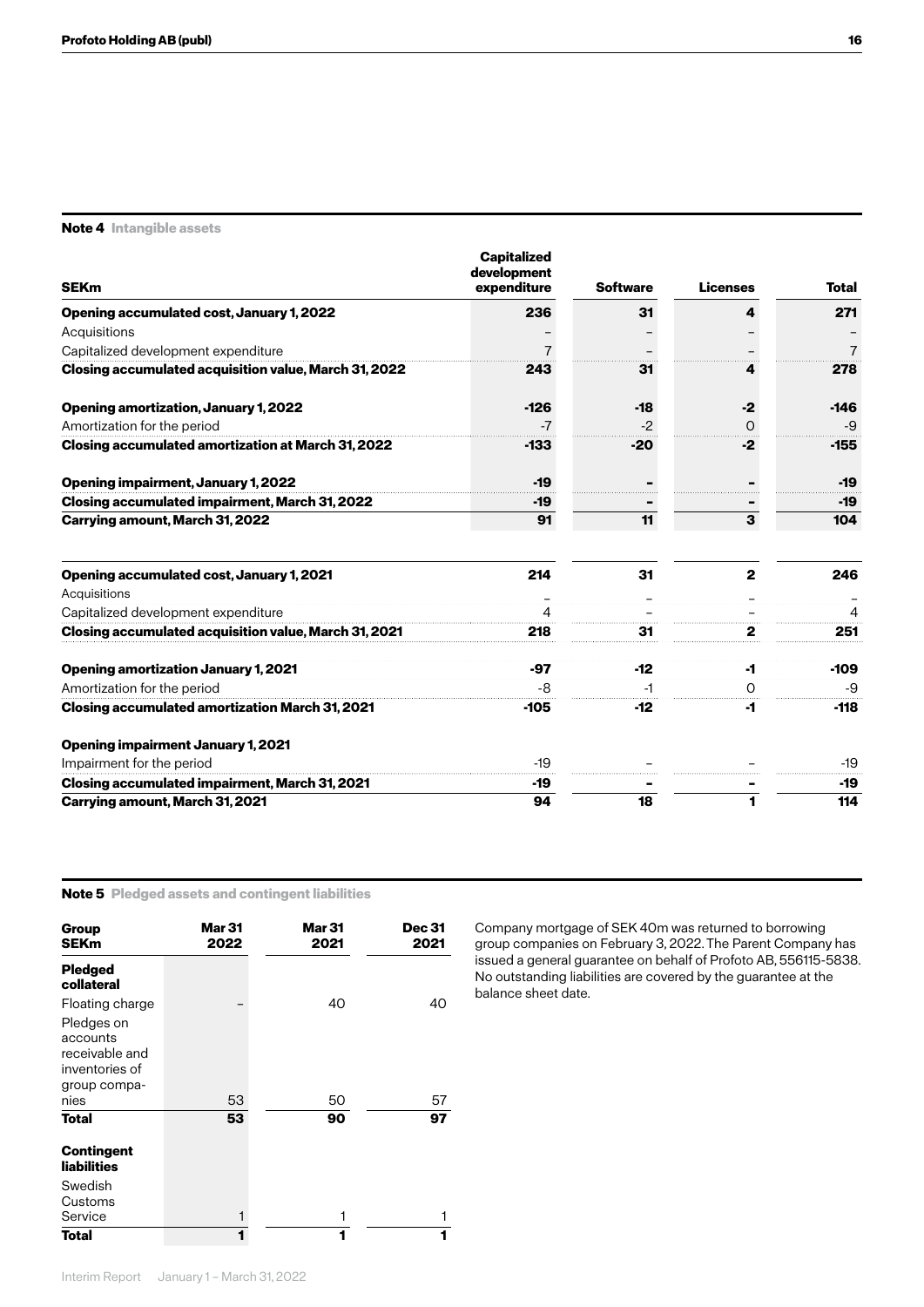## Note 4 Intangible assets

| SEKm | Capitalized development expenditure | Software | Licenses | Total |
|---|---|---|---|---|
| **Opening accumulated cost, January 1, 2022** | **236** | **31** | **4** | **271** |
| Acquisitions | – | – | – | – |
| Capitalized development expenditure | 7 | – | – | 7 |
| **Closing accumulated acquisition value, March 31, 2022** | **243** | **31** | **4** | **278** |
| **Opening amortization, January 1, 2022** | **-126** | **-18** | **-2** | **-146** |
| Amortization for the period | -7 | -2 | 0 | -9 |
| **Closing accumulated amortization at March 31, 2022** | **-133** | **-20** | **-2** | **-155** |
| **Opening impairment, January 1, 2022** | **-19** | **-** | **-** | **-19** |
| **Closing accumulated impairment, March 31, 2022** | **-19** | **-** | **-** | **-19** |
| **Carrying amount, March 31, 2022** | **91** | **11** | **3** | **104** |

| SEKm | Capitalized development expenditure | Software | Licenses | Total |
|---|---|---|---|---|
| **Opening accumulated cost, January 1, 2021** | **214** | **31** | **2** | **246** |
| Acquisitions | – | – | – | – |
| Capitalized development expenditure | 4 | – | – | 4 |
| **Closing accumulated acquisition value, March 31, 2021** | **218** | **31** | **2** | **251** |
| **Opening amortization January 1, 2021** | **-97** | **-12** | **-1** | **-109** |
| Amortization for the period | -8 | -1 | 0 | -9 |
| **Closing accumulated amortization March 31, 2021** | **-105** | **-12** | **-1** | **-118** |
| **Opening impairment January 1, 2021** | | | | |
| Impairment for the period | -19 | – | – | -19 |
| **Closing accumulated impairment, March 31, 2021** | **-19** | **-** | **-** | **-19** |
| **Carrying amount, March 31, 2021** | **94** | **18** | **1** | **114** |

## Note 5 Pledged assets and contingent liabilities

| Group SEKm | Mar 31 2022 | Mar 31 2021 | Dec 31 2021 |
|---|---|---|---|
| **Pledged collateral** | | | |
| Floating charge | – | 40 | 40 |
| Pledges on accounts receivable and inventories of group companies | 53 | 50 | 57 |
| **Total** | **53** | **90** | **97** |
| **Contingent liabilities** | | | |
| Swedish Customs Service | 1 | 1 | 1 |
| **Total** | **1** | **1** | **1** |

Company mortgage of SEK 40m was returned to borrowing group companies on February 3, 2022. The Parent Company has issued a general guarantee on behalf of Profoto AB, 556115-5838. No outstanding liabilities are covered by the guarantee at the balance sheet date.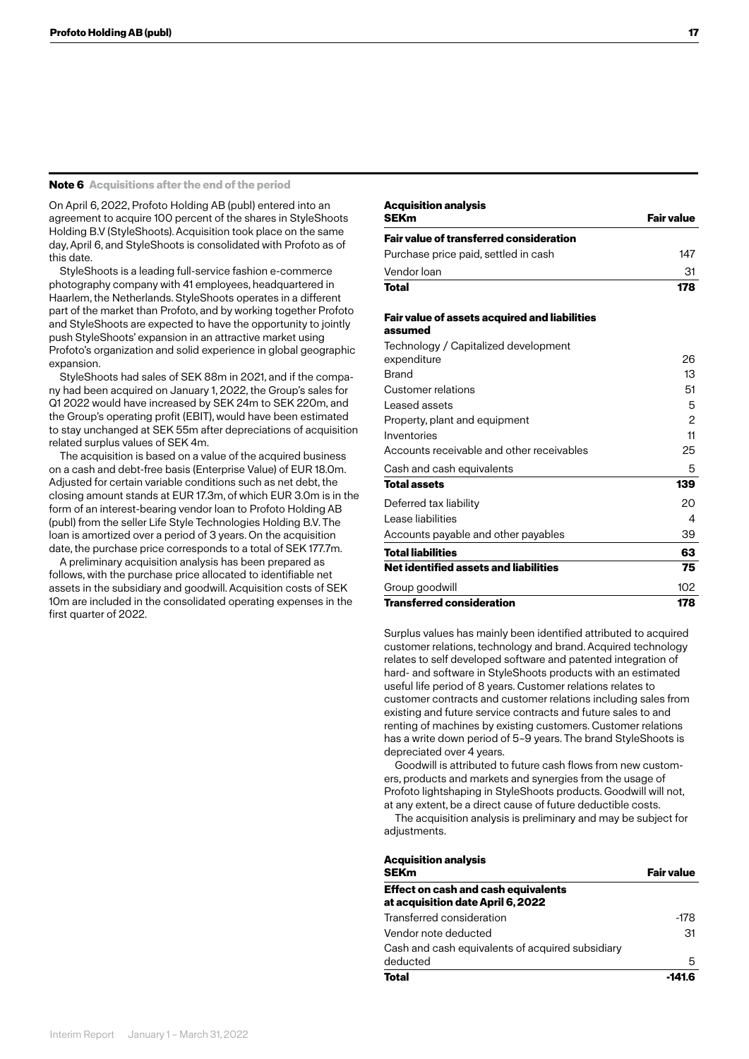## Note 6 Acquisitions after the end of the period

On April 6, 2022, Profoto Holding AB (publ) entered into an agreement to acquire 100 percent of the shares in StyleShoots Holding B.V (StyleShoots). Acquisition took place on the same day, April 6, and StyleShoots is consolidated with Profoto as of this date.

StyleShoots is a leading full-service fashion e-commerce photography company with 41 employees, headquartered in Haarlem, the Netherlands. StyleShoots operates in a different part of the market than Profoto, and by working together Profoto and StyleShoots are expected to have the opportunity to jointly push StyleShoots' expansion in an attractive market using Profoto's organization and solid experience in global geographic expansion.

StyleShoots had sales of SEK 88m in 2021, and if the company had been acquired on January 1, 2022, the Group's sales for Q1 2022 would have increased by SEK 24m to SEK 220m, and the Group's operating profit (EBIT), would have been estimated to stay unchanged at SEK 55m after depreciations of acquisition related surplus values of SEK 4m.

The acquisition is based on a value of the acquired business on a cash and debt-free basis (Enterprise Value) of EUR 18.0m. Adjusted for certain variable conditions such as net debt, the closing amount stands at EUR 17.3m, of which EUR 3.0m is in the form of an interest-bearing vendor loan to Profoto Holding AB (publ) from the seller Life Style Technologies Holding B.V. The loan is amortized over a period of 3 years. On the acquisition date, the purchase price corresponds to a total of SEK 177.7m.

A preliminary acquisition analysis has been prepared as follows, with the purchase price allocated to identifiable net assets in the subsidiary and goodwill. Acquisition costs of SEK 10m are included in the consolidated operating expenses in the first quarter of 2022.

| Acquisition analysis SEKm | Fair value |
|---|---|
| **Fair value of transferred consideration** | |
| Purchase price paid, settled in cash | 147 |
| Vendor loan | 31 |
| **Total** | **178** |
| | |
| **Fair value of assets acquired and liabilities assumed** | |
| Technology / Capitalized development expenditure | 26 |
| Brand | 13 |
| Customer relations | 51 |
| Leased assets | 5 |
| Property, plant and equipment | 2 |
| Inventories | 11 |
| Accounts receivable and other receivables | 25 |
| Cash and cash equivalents | 5 |
| **Total assets** | **139** |
| Deferred tax liability | 20 |
| Lease liabilities | 4 |
| Accounts payable and other payables | 39 |
| **Total liabilities** | **63** |
| **Net identified assets and liabilities** | **75** |
| Group goodwill | 102 |
| **Transferred consideration** | **178** |

Surplus values has mainly been identified attributed to acquired customer relations, technology and brand. Acquired technology relates to self developed software and patented integration of hard- and software in StyleShoots products with an estimated useful life period of 8 years. Customer relations relates to customer contracts and customer relations including sales from existing and future service contracts and future sales to and renting of machines by existing customers. Customer relations has a write down period of 5–9 years. The brand StyleShoots is depreciated over 4 years.

Goodwill is attributed to future cash flows from new customers, products and markets and synergies from the usage of Profoto lightshaping in StyleShoots products. Goodwill will not, at any extent, be a direct cause of future deductible costs.

The acquisition analysis is preliminary and may be subject for adjustments.

| Acquisition analysis SEKm | Fair value |
|---|---|
| **Effect on cash and cash equivalents at acquisition date April 6, 2022** | |
| Transferred consideration | -178 |
| Vendor note deducted | 31 |
| Cash and cash equivalents of acquired subsidiary deducted | 5 |
| **Total** | **-141.6** |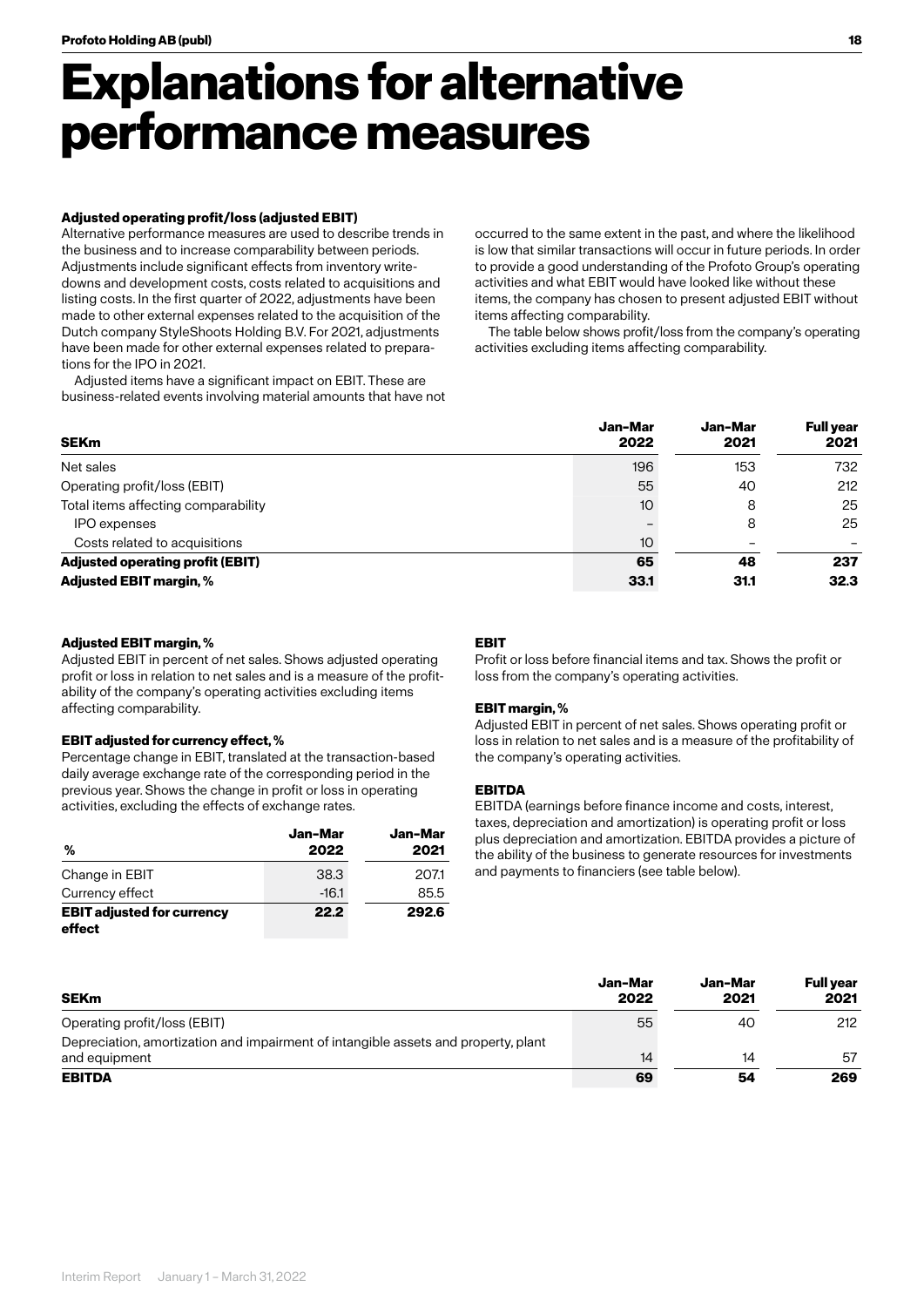# Explanations for alternative performance measures

### Adjusted operating profit/loss (adjusted EBIT)

Alternative performance measures are used to describe trends in the business and to increase comparability between periods. Adjustments include significant effects from inventory write-downs and development costs, costs related to acquisitions and listing costs. In the first quarter of 2022, adjustments have been made to other external expenses related to the acquisition of the Dutch company StyleShoots Holding B.V. For 2021, adjustments have been made for other external expenses related to preparations for the IPO in 2021.

Adjusted items have a significant impact on EBIT. These are business-related events involving material amounts that have not occurred to the same extent in the past, and where the likelihood is low that similar transactions will occur in future periods. In order to provide a good understanding of the Profoto Group's operating activities and what EBIT would have looked like without these items, the company has chosen to present adjusted EBIT without items affecting comparability.

The table below shows profit/loss from the company's operating activities excluding items affecting comparability.

| SEKm | Jan–Mar 2022 | Jan–Mar 2021 | Full year 2021 |
|---|---|---|---|
| Net sales | 196 | 153 | 732 |
| Operating profit/loss (EBIT) | 55 | 40 | 212 |
| Total items affecting comparability | 10 | 8 | 25 |
| IPO expenses | – | 8 | 25 |
| Costs related to acquisitions | 10 | – | – |
| **Adjusted operating profit (EBIT)** | **65** | **48** | **237** |
| **Adjusted EBIT margin, %** | **33.1** | **31.1** | **32.3** |

### Adjusted EBIT margin, %

Adjusted EBIT in percent of net sales. Shows adjusted operating profit or loss in relation to net sales and is a measure of the profitability of the company's operating activities excluding items affecting comparability.

### EBIT adjusted for currency effect, %

Percentage change in EBIT, translated at the transaction-based daily average exchange rate of the corresponding period in the previous year. Shows the change in profit or loss in operating activities, excluding the effects of exchange rates.

| % | Jan–Mar 2022 | Jan–Mar 2021 |
|---|---|---|
| Change in EBIT | 38.3 | 207.1 |
| Currency effect | -16.1 | 85.5 |
| **EBIT adjusted for currency effect** | **22.2** | **292.6** |

### EBIT

Profit or loss before financial items and tax. Shows the profit or loss from the company's operating activities.

### EBIT margin, %

Adjusted EBIT in percent of net sales. Shows operating profit or loss in relation to net sales and is a measure of the profitability of the company's operating activities.

### EBITDA

EBITDA (earnings before finance income and costs, interest, taxes, depreciation and amortization) is operating profit or loss plus depreciation and amortization. EBITDA provides a picture of the ability of the business to generate resources for investments and payments to financiers (see table below).

| SEKm | Jan–Mar 2022 | Jan–Mar 2021 | Full year 2021 |
|---|---|---|---|
| Operating profit/loss (EBIT) | 55 | 40 | 212 |
| Depreciation, amortization and impairment of intangible assets and property, plant and equipment | 14 | 14 | 57 |
| **EBITDA** | **69** | **54** | **269** |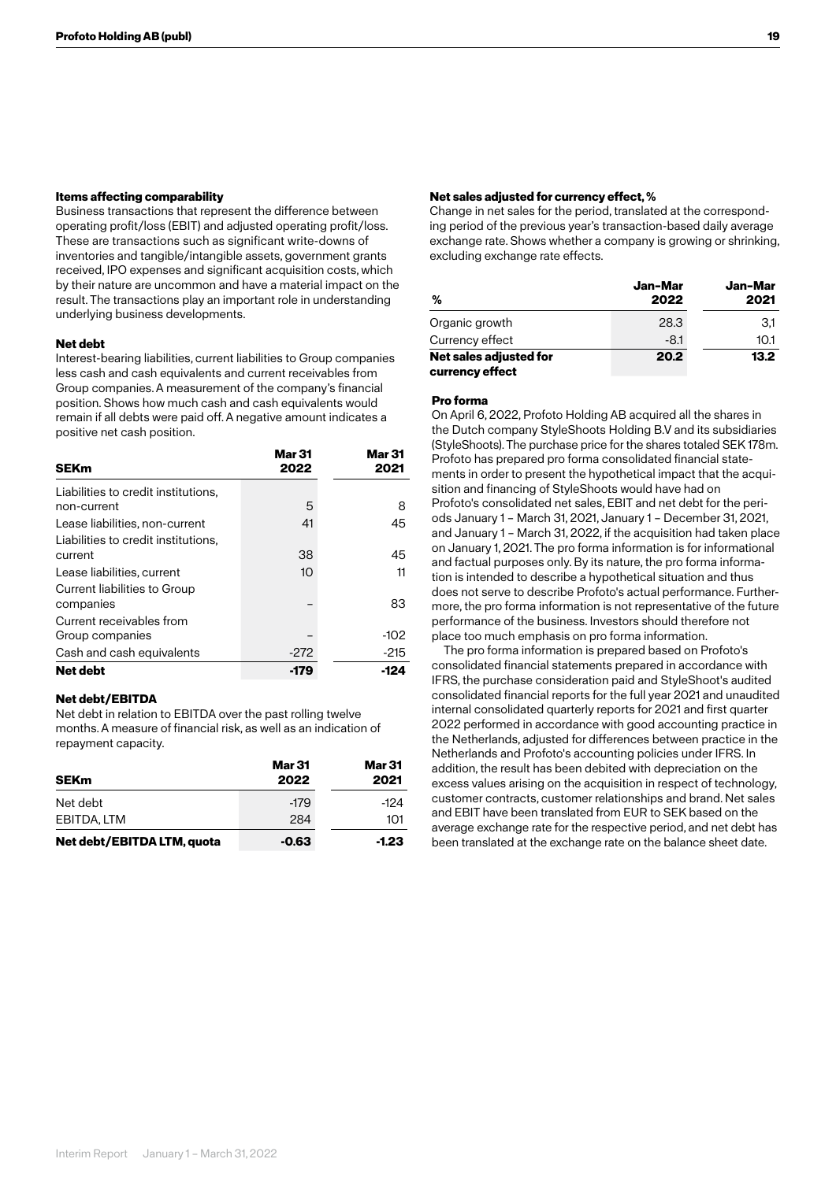### Items affecting comparability

Business transactions that represent the difference between operating profit/loss (EBIT) and adjusted operating profit/loss. These are transactions such as significant write-downs of inventories and tangible/intangible assets, government grants received, IPO expenses and significant acquisition costs, which by their nature are uncommon and have a material impact on the result. The transactions play an important role in understanding underlying business developments.

### Net debt

Interest-bearing liabilities, current liabilities to Group companies less cash and cash equivalents and current receivables from Group companies. A measurement of the company's financial position. Shows how much cash and cash equivalents would remain if all debts were paid off. A negative amount indicates a positive net cash position.

| SEKm | Mar 31 2022 | Mar 31 2021 |
|---|---|---|
| Liabilities to credit institutions, non-current | 5 | 8 |
| Lease liabilities, non-current | 41 | 45 |
| Liabilities to credit institutions, current | 38 | 45 |
| Lease liabilities, current | 10 | 11 |
| Current liabilities to Group companies | – | 83 |
| Current receivables from Group companies | – | -102 |
| Cash and cash equivalents | -272 | -215 |
| **Net debt** | **-179** | **-124** |

### Net debt/EBITDA

Net debt in relation to EBITDA over the past rolling twelve months. A measure of financial risk, as well as an indication of repayment capacity.

| SEKm | Mar 31 2022 | Mar 31 2021 |
|---|---|---|
| Net debt | -179 | -124 |
| EBITDA, LTM | 284 | 101 |
| **Net debt/EBITDA LTM, quota** | **-0.63** | **-1.23** |

### Net sales adjusted for currency effect, %

Change in net sales for the period, translated at the corresponding period of the previous year's transaction-based daily average exchange rate. Shows whether a company is growing or shrinking, excluding exchange rate effects.

| % | Jan–Mar 2022 | Jan–Mar 2021 |
|---|---|---|
| Organic growth | 28.3 | 3,1 |
| Currency effect | -8.1 | 10.1 |
| **Net sales adjusted for currency effect** | **20.2** | **13.2** |

### Pro forma

On April 6, 2022, Profoto Holding AB acquired all the shares in the Dutch company StyleShoots Holding B.V and its subsidiaries (StyleShoots). The purchase price for the shares totaled SEK 178m. Profoto has prepared pro forma consolidated financial statements in order to present the hypothetical impact that the acquisition and financing of StyleShoots would have had on Profoto's consolidated net sales, EBIT and net debt for the periods January 1 – March 31, 2021, January 1 – December 31, 2021, and January 1 – March 31, 2022, if the acquisition had taken place on January 1, 2021. The pro forma information is for informational and factual purposes only. By its nature, the pro forma information is intended to describe a hypothetical situation and thus does not serve to describe Profoto's actual performance. Furthermore, the pro forma information is not representative of the future performance of the business. Investors should therefore not place too much emphasis on pro forma information.

The pro forma information is prepared based on Profoto's consolidated financial statements prepared in accordance with IFRS, the purchase consideration paid and StyleShoot's audited consolidated financial reports for the full year 2021 and unaudited internal consolidated quarterly reports for 2021 and first quarter 2022 performed in accordance with good accounting practice in the Netherlands, adjusted for differences between practice in the Netherlands and Profoto's accounting policies under IFRS. In addition, the result has been debited with depreciation on the excess values arising on the acquisition in respect of technology, customer contracts, customer relationships and brand. Net sales and EBIT have been translated from EUR to SEK based on the average exchange rate for the respective period, and net debt has been translated at the exchange rate on the balance sheet date.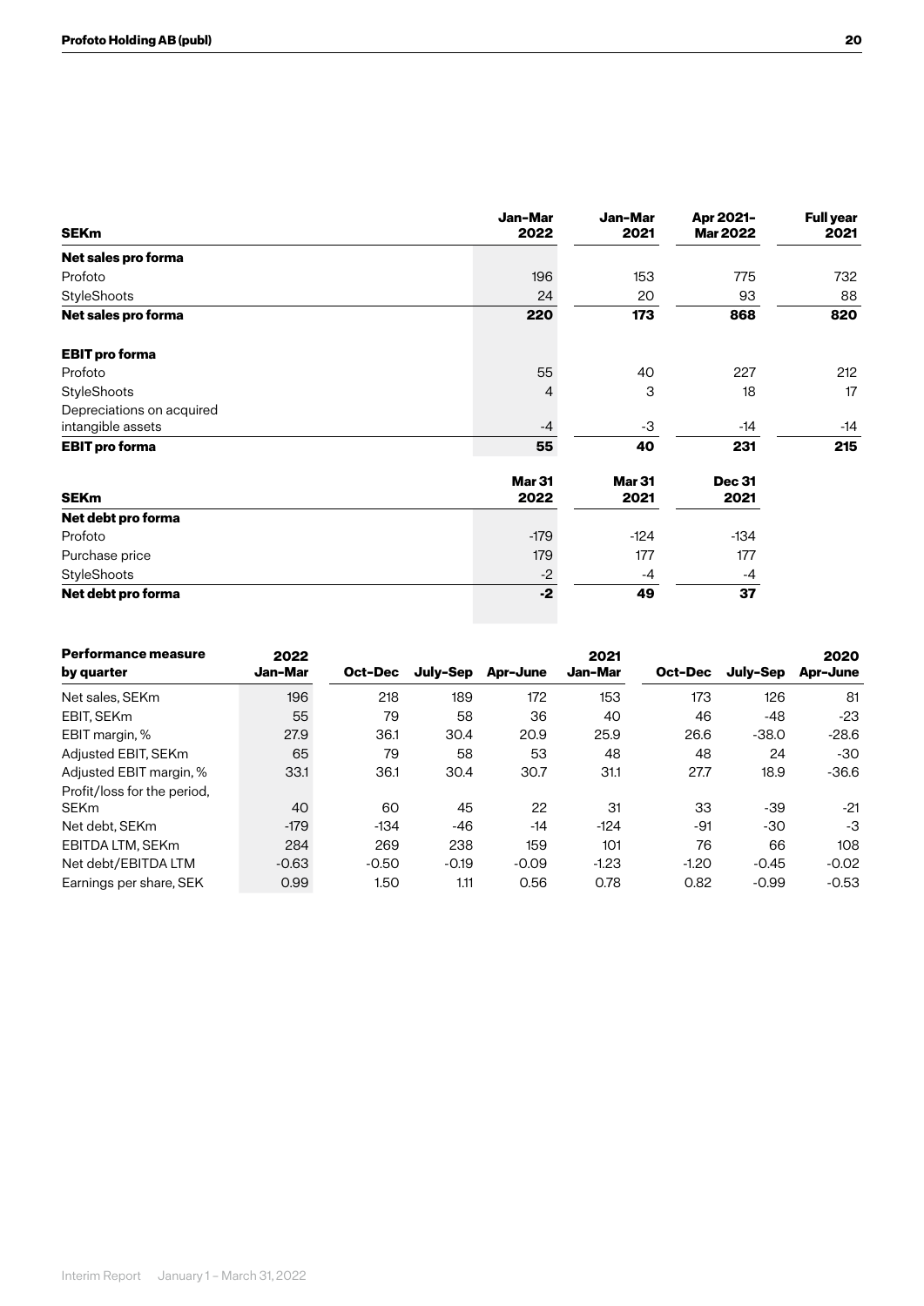| SEKm | Jan–Mar 2022 | Jan–Mar 2021 | Apr 2021–Mar 2022 | Full year 2021 |
|---|---|---|---|---|
| **Net sales pro forma** | | | | |
| Profoto | 196 | 153 | 775 | 732 |
| StyleShoots | 24 | 20 | 93 | 88 |
| **Net sales pro forma** | **220** | **173** | **868** | **820** |
| | | | | |
| **EBIT pro forma** | | | | |
| Profoto | 55 | 40 | 227 | 212 |
| StyleShoots | 4 | 3 | 18 | 17 |
| Depreciations on acquired intangible assets | -4 | -3 | -14 | -14 |
| **EBIT pro forma** | **55** | **40** | **231** | **215** |

| SEKm | Mar 31 2022 | Mar 31 2021 | Dec 31 2021 |
|---|---|---|---|
| **Net debt pro forma** | | | |
| Profoto | -179 | -124 | -134 |
| Purchase price | 179 | 177 | 177 |
| StyleShoots | -2 | -4 | -4 |
| **Net debt pro forma** | **-2** | **49** | **37** |

| Performance measure by quarter | 2022 Jan–Mar | Oct–Dec | July–Sep | Apr–June | 2021 Jan–Mar | Oct–Dec | July–Sep | 2020 Apr–June |
|---|---|---|---|---|---|---|---|---|
| Net sales, SEKm | 196 | 218 | 189 | 172 | 153 | 173 | 126 | 81 |
| EBIT, SEKm | 55 | 79 | 58 | 36 | 40 | 46 | -48 | -23 |
| EBIT margin, % | 27.9 | 36.1 | 30.4 | 20.9 | 25.9 | 26.6 | -38.0 | -28.6 |
| Adjusted EBIT, SEKm | 65 | 79 | 58 | 53 | 48 | 48 | 24 | -30 |
| Adjusted EBIT margin, % | 33.1 | 36.1 | 30.4 | 30.7 | 31.1 | 27.7 | 18.9 | -36.6 |
| Profit/loss for the period, SEKm | 40 | 60 | 45 | 22 | 31 | 33 | -39 | -21 |
| Net debt, SEKm | -179 | -134 | -46 | -14 | -124 | -91 | -30 | -3 |
| EBITDA LTM, SEKm | 284 | 269 | 238 | 159 | 101 | 76 | 66 | 108 |
| Net debt/EBITDA LTM | -0.63 | -0.50 | -0.19 | -0.09 | -1.23 | -1.20 | -0.45 | -0.02 |
| Earnings per share, SEK | 0.99 | 1.50 | 1.11 | 0.56 | 0.78 | 0.82 | -0.99 | -0.53 |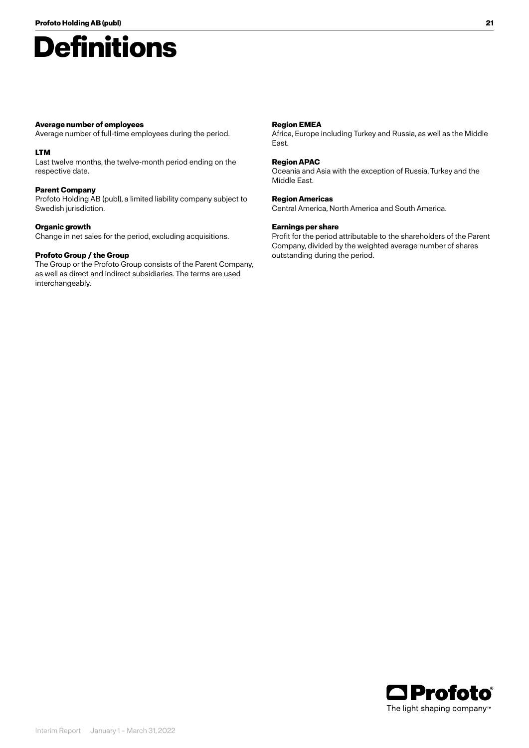# Definitions

**Average number of employees**
Average number of full-time employees during the period.

**LTM**
Last twelve months, the twelve-month period ending on the respective date.

**Parent Company**
Profoto Holding AB (publ), a limited liability company subject to Swedish jurisdiction.

**Organic growth**
Change in net sales for the period, excluding acquisitions.

**Profoto Group / the Group**
The Group or the Profoto Group consists of the Parent Company, as well as direct and indirect subsidiaries. The terms are used interchangeably.

**Region EMEA**
Africa, Europe including Turkey and Russia, as well as the Middle East.

**Region APAC**
Oceania and Asia with the exception of Russia, Turkey and the Middle East.

**Region Americas**
Central America, North America and South America.

**Earnings per share**
Profit for the period attributable to the shareholders of the Parent Company, divided by the weighted average number of shares outstanding during the period.

Profoto
The light shaping company™